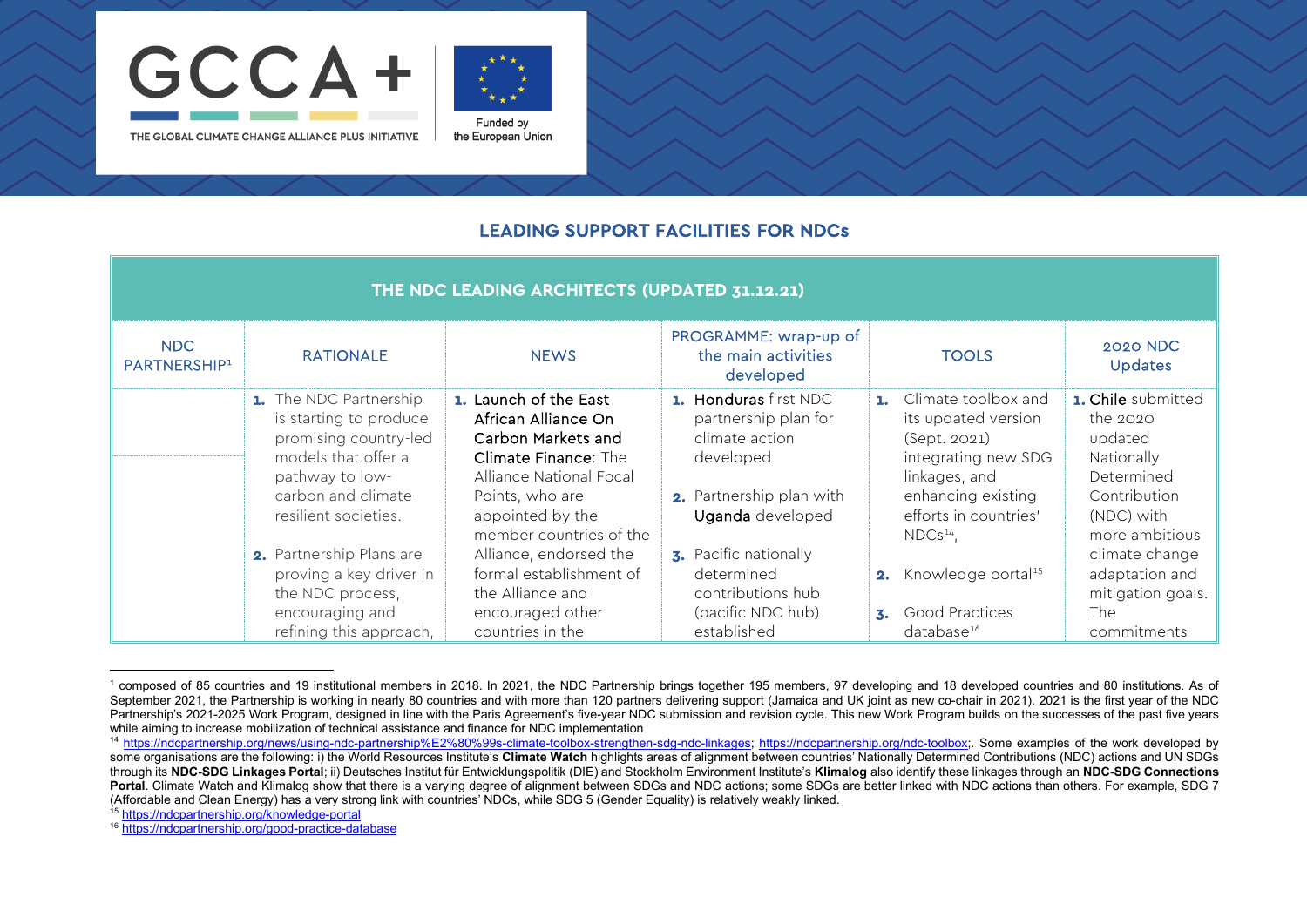GCCA+

THE GLOBAL CLIMATE CHANGE ALLIANCE PLUS INITIATIVE

Funded by the European Union

## LEADING SUPPORT FACILITIES FOR NDCs

| THE NDC LEADING ARCHITECTS (UPDATED 31.12.21) | | | | | |
|---|---|---|---|---|---|
| NDC PARTNERSHIP[1] | RATIONALE | NEWS | PROGRAMME: wrap-up of the main activities developed | TOOLS | 2020 NDC Updates |
| | 1. The NDC Partnership is starting to produce promising country-led models that offer a pathway to low-carbon and climate-resilient societies.<br><br>2. Partnership Plans are proving a key driver in the NDC process, encouraging and refining this approach, | 1. **Launch of the East African Alliance On Carbon Markets and Climate Finance**: The Alliance National Focal Points, who are appointed by the member countries of the Alliance, endorsed the formal establishment of the Alliance and encouraged other countries in the | 1. **Honduras** first NDC partnership plan for climate action developed<br><br>2. Partnership plan with **Uganda** developed<br><br>3. Pacific nationally determined contributions hub (pacific NDC hub) established | 1. Climate toolbox and its updated version (Sept. 2021) integrating new SDG linkages, and enhancing existing efforts in countries' NDCs[14],<br><br>2. Knowledge portal[15]<br><br>3. Good Practices database[16] | 1. **Chile** submitted the 2020 updated Nationally Determined Contribution (NDC) with more ambitious climate change adaptation and mitigation goals. The commitments |

[1] composed of 85 countries and 19 institutional members in 2018. In 2021, the NDC Partnership brings together 195 members, 97 developing and 18 developed countries and 80 institutions. As of September 2021, the Partnership is working in nearly 80 countries and with more than 120 partners delivering support (Jamaica and UK joint as new co-chair in 2021). 2021 is the first year of the NDC Partnership's 2021-2025 Work Program, designed in line with the Paris Agreement's five-year NDC submission and revision cycle. This new Work Program builds on the successes of the past five years while aiming to increase mobilization of technical assistance and finance for NDC implementation

[14] https://ndcpartnership.org/news/using-ndc-partnership%E2%80%99s-climate-toolbox-strengthen-sdg-ndc-linkages; https://ndcpartnership.org/ndc-toolbox;. Some examples of the work developed by some organisations are the following: i) the World Resources Institute's **Climate Watch** highlights areas of alignment between countries' Nationally Determined Contributions (NDC) actions and UN SDGs through its **NDC-SDG Linkages Portal**; ii) Deutsches Institut für Entwicklungspolitik (DIE) and Stockholm Environment Institute's **Klimalog** also identify these linkages through an **NDC-SDG Connections Portal**. Climate Watch and Klimalog show that there is a varying degree of alignment between SDGs and NDC actions; some SDGs are better linked with NDC actions than others. For example, SDG 7 (Affordable and Clean Energy) has a very strong link with countries' NDCs, while SDG 5 (Gender Equality) is relatively weakly linked.

[15] https://ndcpartnership.org/knowledge-portal

[16] https://ndcpartnership.org/good-practice-database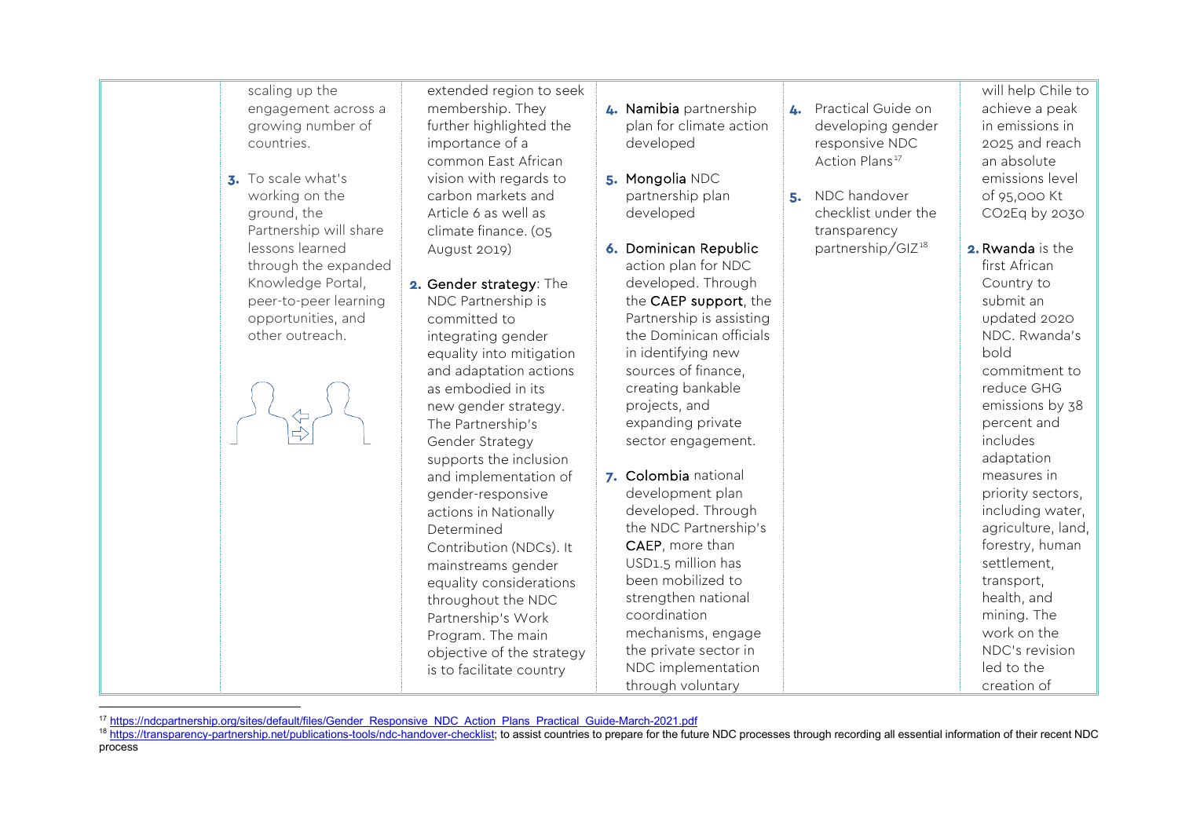| | | | | | |
|---|---|---|---|---|---|
| | scaling up the engagement across a growing number of countries.<br><br>**3.** To scale what's working on the ground, the Partnership will share lessons learned through the expanded Knowledge Portal, peer-to-peer learning opportunities, and other outreach. | extended region to seek membership. They further highlighted the importance of a common East African vision with regards to carbon markets and Article 6 as well as climate finance. (05 August 2019)<br><br>**2. Gender strategy**: The NDC Partnership is committed to integrating gender equality into mitigation and adaptation actions as embodied in its new gender strategy. The Partnership's Gender Strategy supports the inclusion and implementation of gender-responsive actions in Nationally Determined Contribution (NDCs). It mainstreams gender equality considerations throughout the NDC Partnership's Work Program. The main objective of the strategy is to facilitate country | **4. Namibia** partnership plan for climate action developed<br><br>**5. Mongolia** NDC partnership plan developed<br><br>**6. Dominican Republic** action plan for NDC developed. Through the **CAEP support**, the Partnership is assisting the Dominican officials in identifying new sources of finance, creating bankable projects, and expanding private sector engagement.<br><br>**7. Colombia** national development plan developed. Through the NDC Partnership's **CAEP**, more than USD1.5 million has been mobilized to strengthen national coordination mechanisms, engage the private sector in NDC implementation through voluntary | **4.** Practical Guide on developing gender responsive NDC Action Plans[17]<br><br>**5.** NDC handover checklist under the transparency partnership/GIZ[18] | will help Chile to achieve a peak in emissions in 2025 and reach an absolute emissions level of 95,000 Kt CO2Eq by 2030<br><br>**2. Rwanda** is the first African Country to submit an updated 2020 NDC. Rwanda's bold commitment to reduce GHG emissions by 38 percent and includes adaptation measures in priority sectors, including water, agriculture, land, forestry, human settlement, transport, health, and mining. The work on the NDC's revision led to the creation of |

[17] https://ndcpartnership.org/sites/default/files/Gender_Responsive_NDC_Action_Plans_Practical_Guide-March-2021.pdf

[18] https://transparency-partnership.net/publications-tools/ndc-handover-checklist; to assist countries to prepare for the future NDC processes through recording all essential information of their recent NDC process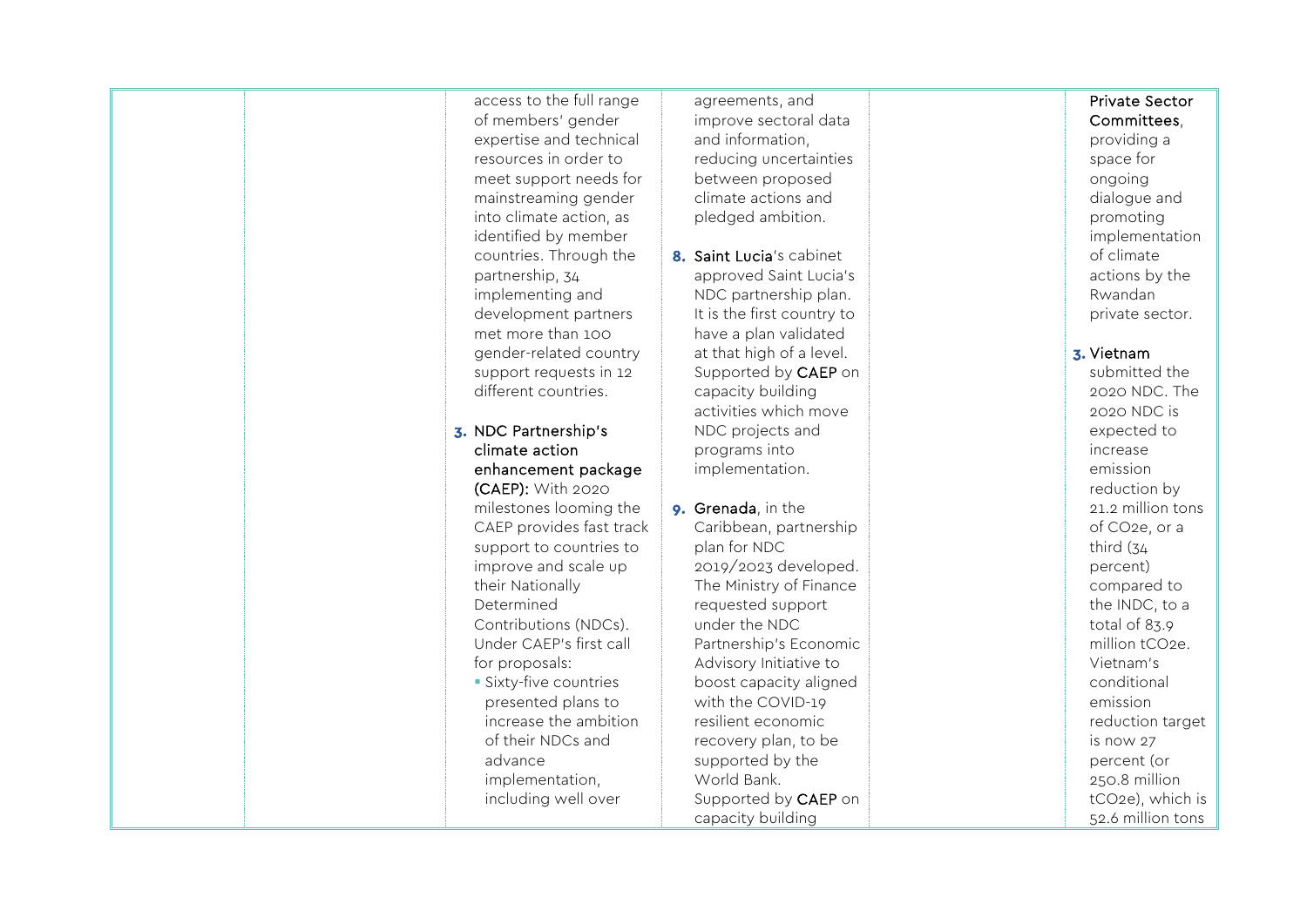| | | | | | |
|---|---|---|---|---|---|
| | | access to the full range of members' gender expertise and technical resources in order to meet support needs for mainstreaming gender into climate action, as identified by member countries. Through the partnership, 34 implementing and development partners met more than 100 gender-related country support requests in 12 different countries.<br><br>**3.** **NDC Partnership's climate action enhancement package (CAEP):** With 2020 milestones looming the CAEP provides fast track support to countries to improve and scale up their Nationally Determined Contributions (NDCs). Under CAEP's first call for proposals:<br>▪ Sixty-five countries presented plans to increase the ambition of their NDCs and advance implementation, including well over | agreements, and improve sectoral data and information, reducing uncertainties between proposed climate actions and pledged ambition.<br><br>**8.** **Saint Lucia**'s cabinet approved Saint Lucia's NDC partnership plan. It is the first country to have a plan validated at that high of a level. Supported by **CAEP** on capacity building activities which move NDC projects and programs into implementation.<br><br>**9.** **Grenada**, in the Caribbean, partnership plan for NDC 2019/2023 developed. The Ministry of Finance requested support under the NDC Partnership's Economic Advisory Initiative to boost capacity aligned with the COVID-19 resilient economic recovery plan, to be supported by the World Bank. Supported by **CAEP** on capacity building | | **Private Sector Committees**, providing a space for ongoing dialogue and promoting implementation of climate actions by the Rwandan private sector.<br><br>**3.** **Vietnam** submitted the 2020 NDC. The 2020 NDC is expected to increase emission reduction by 21.2 million tons of $CO_2e$, or a third (34 percent) compared to the INDC, to a total of 83.9 million $tCO_2e$. Vietnam's conditional emission reduction target is now 27 percent (or 250.8 million $tCO_2e$), which is 52.6 million tons |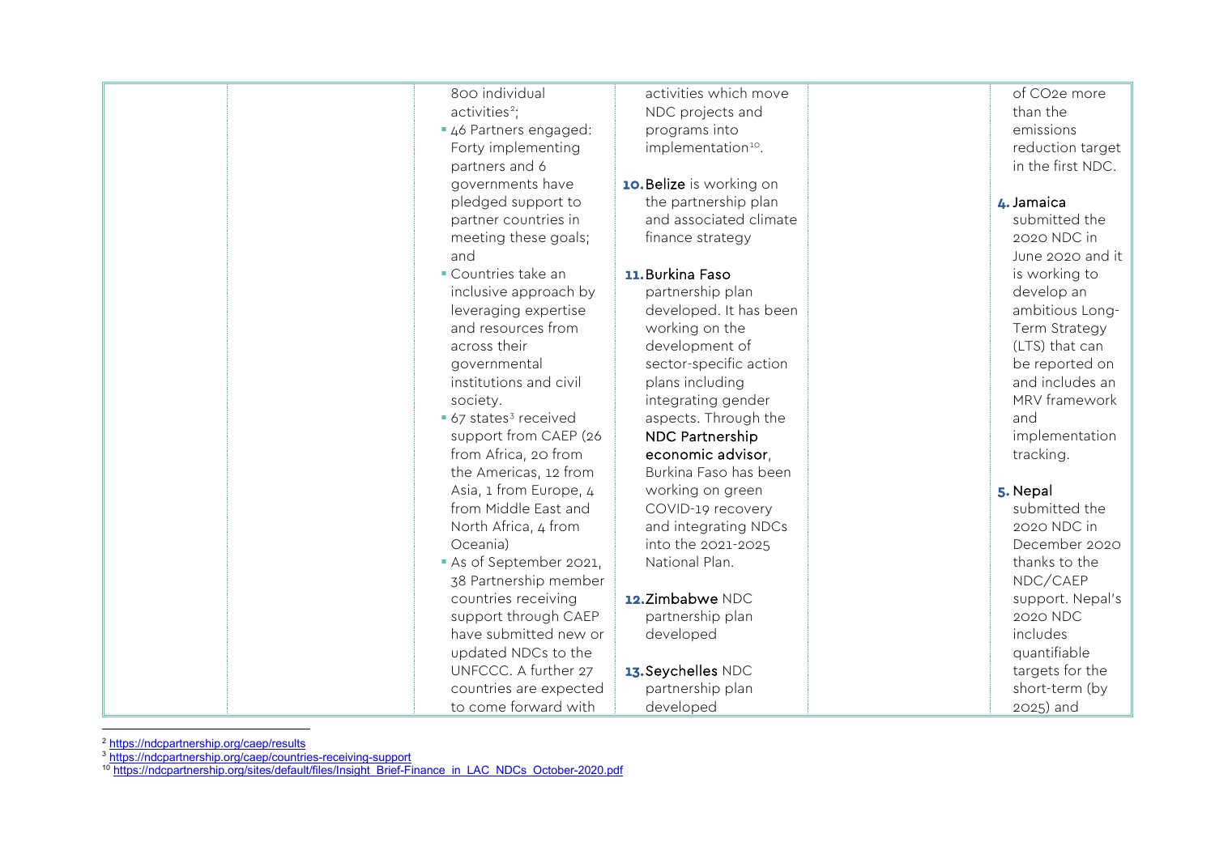|  |  | 800 individual activities[2];<br>▪ 46 Partners engaged: Forty implementing partners and 6 governments have pledged support to partner countries in meeting these goals; and<br>▪ Countries take an inclusive approach by leveraging expertise and resources from across their governmental institutions and civil society.<br>▪ 67 states[3] received support from CAEP (26 from Africa, 20 from the Americas, 12 from Asia, 1 from Europe, 4 from Middle East and North Africa, 4 from Oceania)<br>▪ As of September 2021, 38 Partnership member countries receiving support through CAEP have submitted new or updated NDCs to the UNFCCC. A further 27 countries are expected to come forward with | activities which move NDC projects and programs into implementation[10].<br><br>**10.** Belize is working on the partnership plan and associated climate finance strategy<br><br>**11.** Burkina Faso partnership plan developed. It has been working on the development of sector-specific action plans including integrating gender aspects. Through the NDC Partnership economic advisor, Burkina Faso has been working on green COVID-19 recovery and integrating NDCs into the 2021-2025 National Plan.<br><br>**12.** Zimbabwe NDC partnership plan developed<br><br>**13.** Seychelles NDC partnership plan developed |  | of CO2e more than the emissions reduction target in the first NDC.<br><br>**4.** Jamaica submitted the 2020 NDC in June 2020 and it is working to develop an ambitious Long-Term Strategy (LTS) that can be reported on and includes an MRV framework and implementation tracking.<br><br>**5.** Nepal submitted the 2020 NDC in December 2020 thanks to the NDC/CAEP support. Nepal's 2020 NDC includes quantifiable targets for the short-term (by 2025) and |
|---|---|---|---|---|---|

[2] https://ndcpartnership.org/caep/results

[3] https://ndcpartnership.org/caep/countries-receiving-support

[10] https://ndcpartnership.org/sites/default/files/Insight_Brief-Finance_in_LAC_NDCs_October-2020.pdf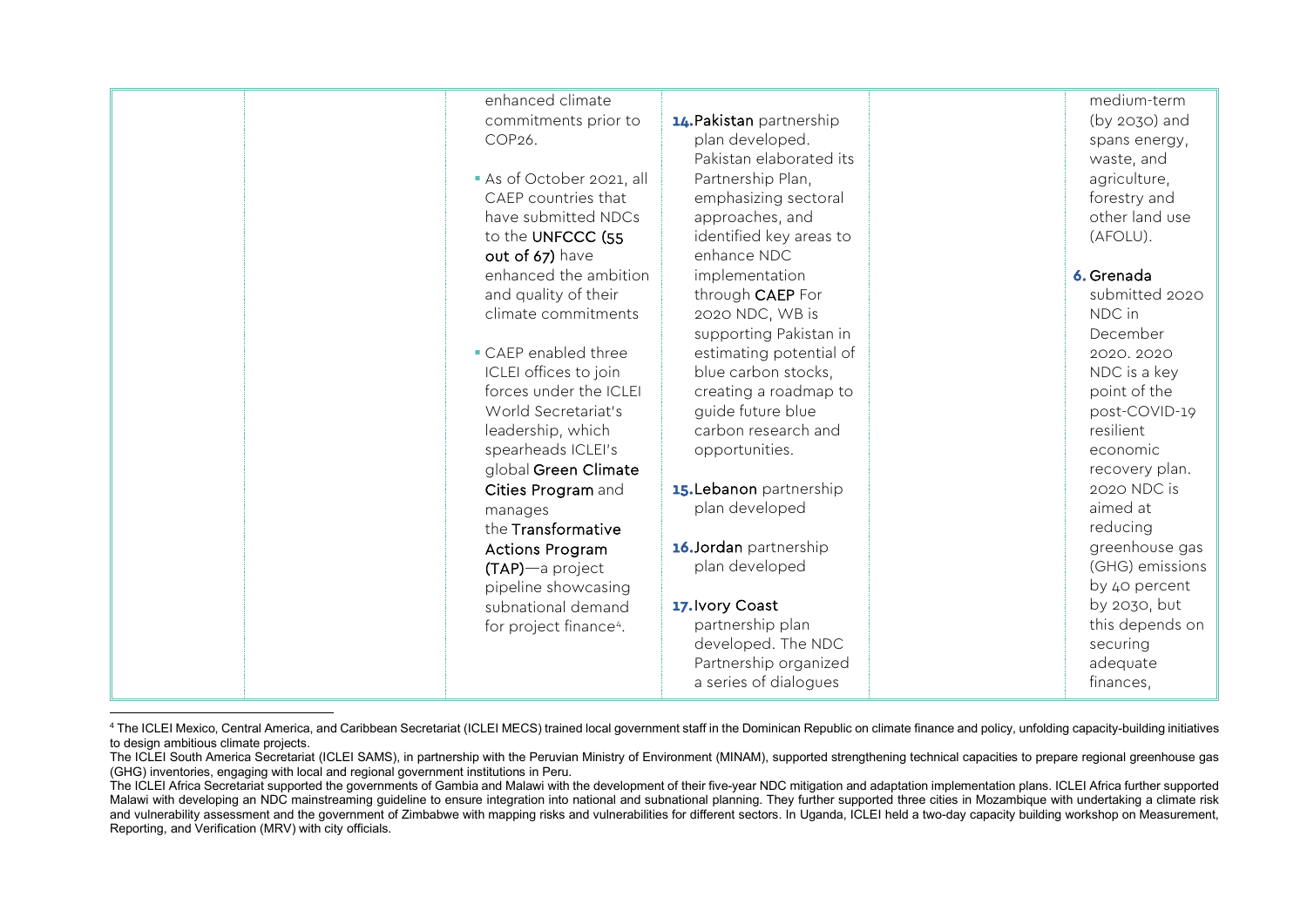| | | | | | |
|---|---|---|---|---|---|
| | | enhanced climate commitments prior to COP26.<br><br>• As of October 2021, all CAEP countries that have submitted NDCs to the **UNFCCC (55 out of 67)** have enhanced the ambition and quality of their climate commitments<br><br>• CAEP enabled three ICLEI offices to join forces under the ICLEI World Secretariat's leadership, which spearheads ICLEI's global **Green Climate Cities Program** and manages the **Transformative Actions Program (TAP)**—a project pipeline showcasing subnational demand for project finance[4]. | **14. Pakistan** partnership plan developed. Pakistan elaborated its Partnership Plan, emphasizing sectoral approaches, and identified key areas to enhance NDC implementation through **CAEP** For 2020 NDC, WB is supporting Pakistan in estimating potential of blue carbon stocks, creating a roadmap to guide future blue carbon research and opportunities.<br><br>**15. Lebanon** partnership plan developed<br><br>**16. Jordan** partnership plan developed<br><br>**17. Ivory Coast** partnership plan developed. The NDC Partnership organized a series of dialogues | | medium-term (by 2030) and spans energy, waste, and agriculture, forestry and other land use (AFOLU).<br><br>**6. Grenada** submitted 2020 NDC in December 2020. 2020 NDC is a key point of the post-COVID-19 resilient economic recovery plan. 2020 NDC is aimed at reducing greenhouse gas (GHG) emissions by 40 percent by 2030, but this depends on securing adequate finances, |

[4] The ICLEI Mexico, Central America, and Caribbean Secretariat (ICLEI MECS) trained local government staff in the Dominican Republic on climate finance and policy, unfolding capacity-building initiatives to design ambitious climate projects.

The ICLEI South America Secretariat (ICLEI SAMS), in partnership with the Peruvian Ministry of Environment (MINAM), supported strengthening technical capacities to prepare regional greenhouse gas (GHG) inventories, engaging with local and regional government institutions in Peru.

The ICLEI Africa Secretariat supported the governments of Gambia and Malawi with the development of their five-year NDC mitigation and adaptation implementation plans. ICLEI Africa further supported Malawi with developing an NDC mainstreaming guideline to ensure integration into national and subnational planning. They further supported three cities in Mozambique with undertaking a climate risk and vulnerability assessment and the government of Zimbabwe with mapping risks and vulnerabilities for different sectors. In Uganda, ICLEI held a two-day capacity building workshop on Measurement, Reporting, and Verification (MRV) with city officials.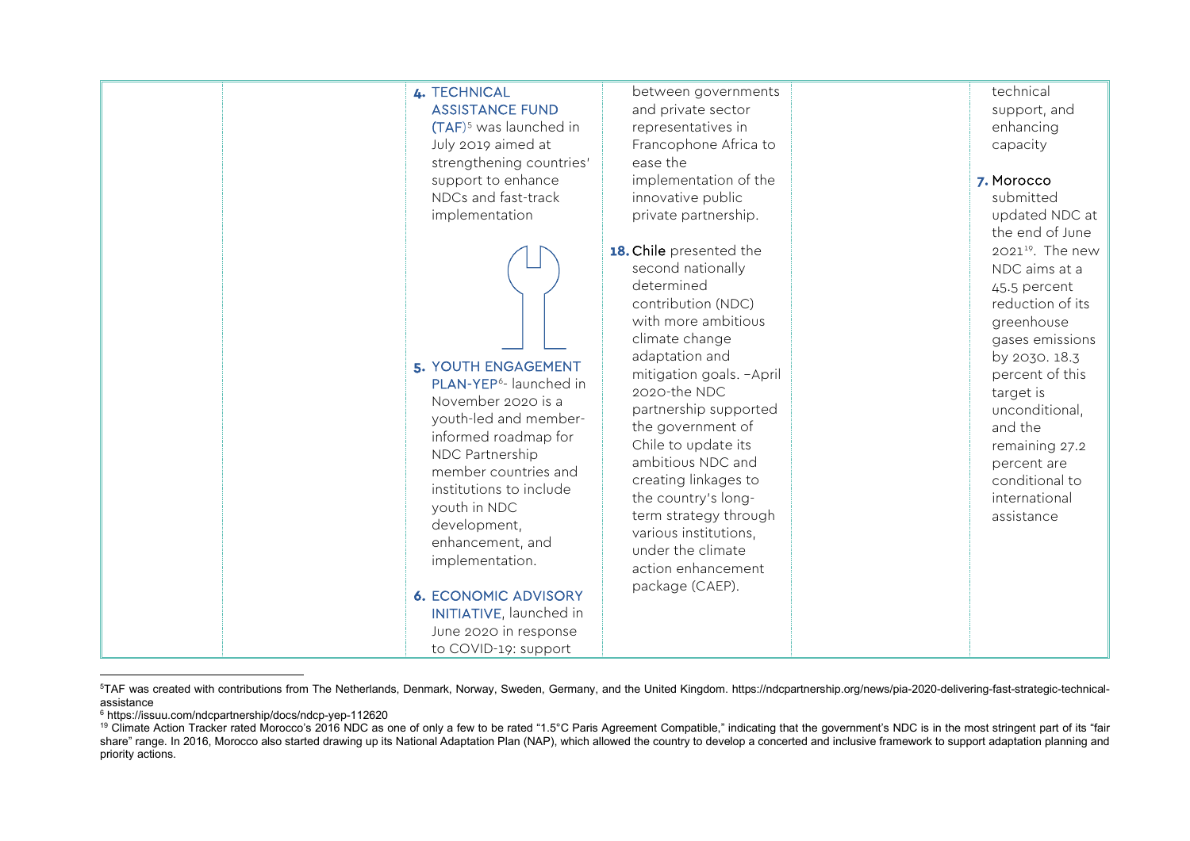| | | | | | |
|---|---|---|---|---|---|
| | | **4. TECHNICAL ASSISTANCE FUND (TAF)**[5] was launched in July 2019 aimed at strengthening countries' support to enhance NDCs and fast-track implementation<br><br>**5. YOUTH ENGAGEMENT PLAN-YEP**[6]- launched in November 2020 is a youth-led and member-informed roadmap for NDC Partnership member countries and institutions to include youth in NDC development, enhancement, and implementation.<br><br>**6. ECONOMIC ADVISORY INITIATIVE**, launched in June 2020 in response to COVID-19: support | between governments and private sector representatives in Francophone Africa to ease the implementation of the innovative public private partnership.<br><br>**18. Chile** presented the second nationally determined contribution (NDC) with more ambitious climate change adaptation and mitigation goals. -April 2020-the NDC partnership supported the government of Chile to update its ambitious NDC and creating linkages to the country's long-term strategy through various institutions, under the climate action enhancement package (CAEP). | | technical support, and enhancing capacity<br><br>**7. Morocco** submitted updated NDC at the end of June 2021[19]. The new NDC aims at a 45.5 percent reduction of its greenhouse gases emissions by 2030. 18.3 percent of this target is unconditional, and the remaining 27.2 percent are conditional to international assistance |

[5] TAF was created with contributions from The Netherlands, Denmark, Norway, Sweden, Germany, and the United Kingdom. https://ndcpartnership.org/news/pia-2020-delivering-fast-strategic-technical-assistance

[6] https://issuu.com/ndcpartnership/docs/ndcp-yep-112620

[19] Climate Action Tracker rated Morocco's 2016 NDC as one of only a few to be rated "1.5°C Paris Agreement Compatible," indicating that the government's NDC is in the most stringent part of its "fair share" range. In 2016, Morocco also started drawing up its National Adaptation Plan (NAP), which allowed the country to develop a concerted and inclusive framework to support adaptation planning and priority actions.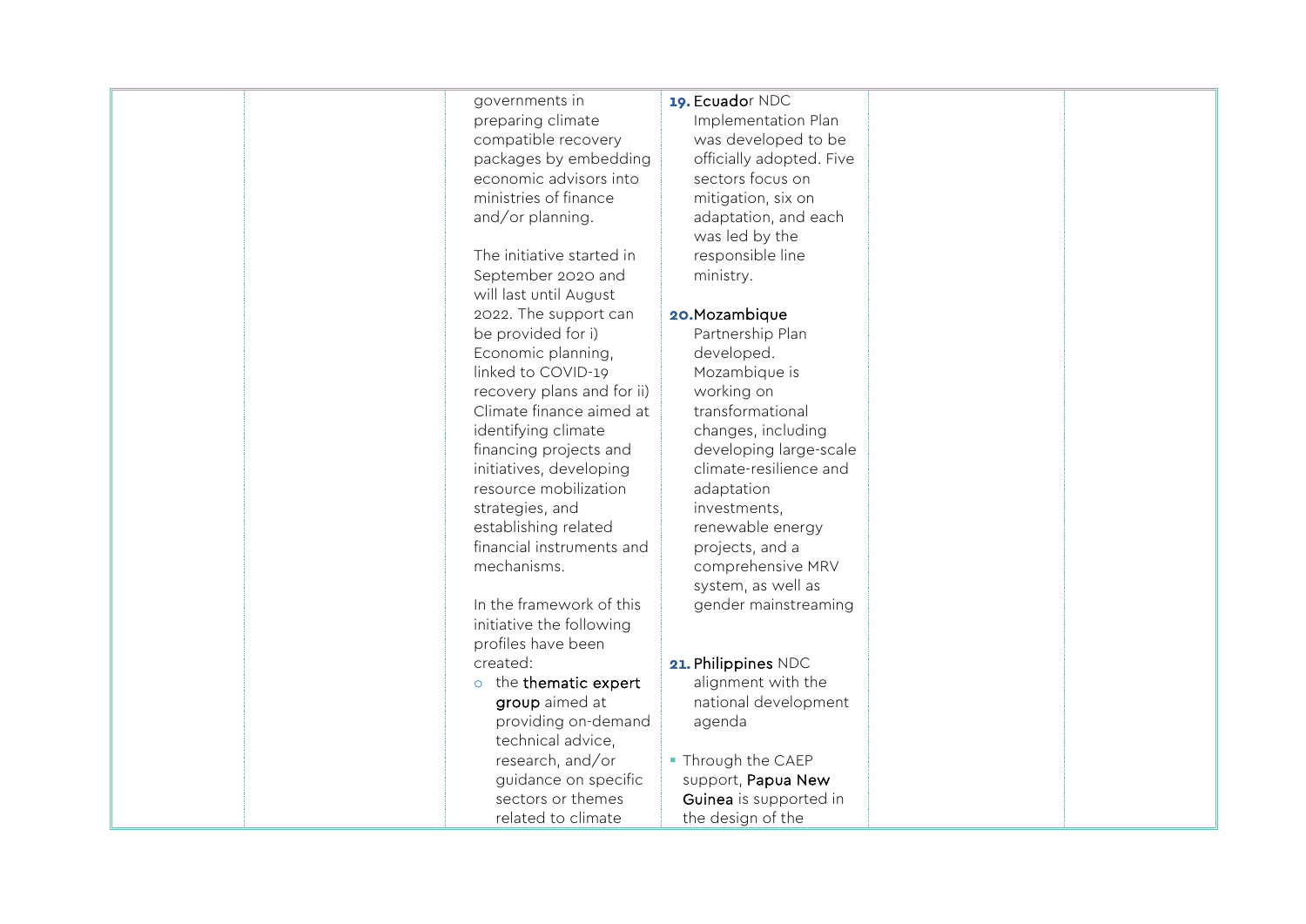| | | | | | |
|---|---|---|---|---|---|
| | | governments in preparing climate compatible recovery packages by embedding economic advisors into ministries of finance and/or planning.<br><br>The initiative started in September 2020 and will last until August 2022. The support can be provided for i) Economic planning, linked to COVID-19 recovery plans and for ii) Climate finance aimed at identifying climate financing projects and initiatives, developing resource mobilization strategies, and establishing related financial instruments and mechanisms.<br><br>In the framework of this initiative the following profiles have been created:<br>○ the **thematic expert group** aimed at providing on-demand technical advice, research, and/or guidance on specific sectors or themes related to climate | **19.** Ecuador NDC Implementation Plan was developed to be officially adopted. Five sectors focus on mitigation, six on adaptation, and each was led by the responsible line ministry.<br><br>**20.** Mozambique Partnership Plan developed. Mozambique is working on transformational changes, including developing large-scale climate-resilience and adaptation investments, renewable energy projects, and a comprehensive MRV system, as well as gender mainstreaming<br><br>**21.** Philippines NDC alignment with the national development agenda<br><br>▪ Through the CAEP support, Papua New Guinea is supported in the design of the | | |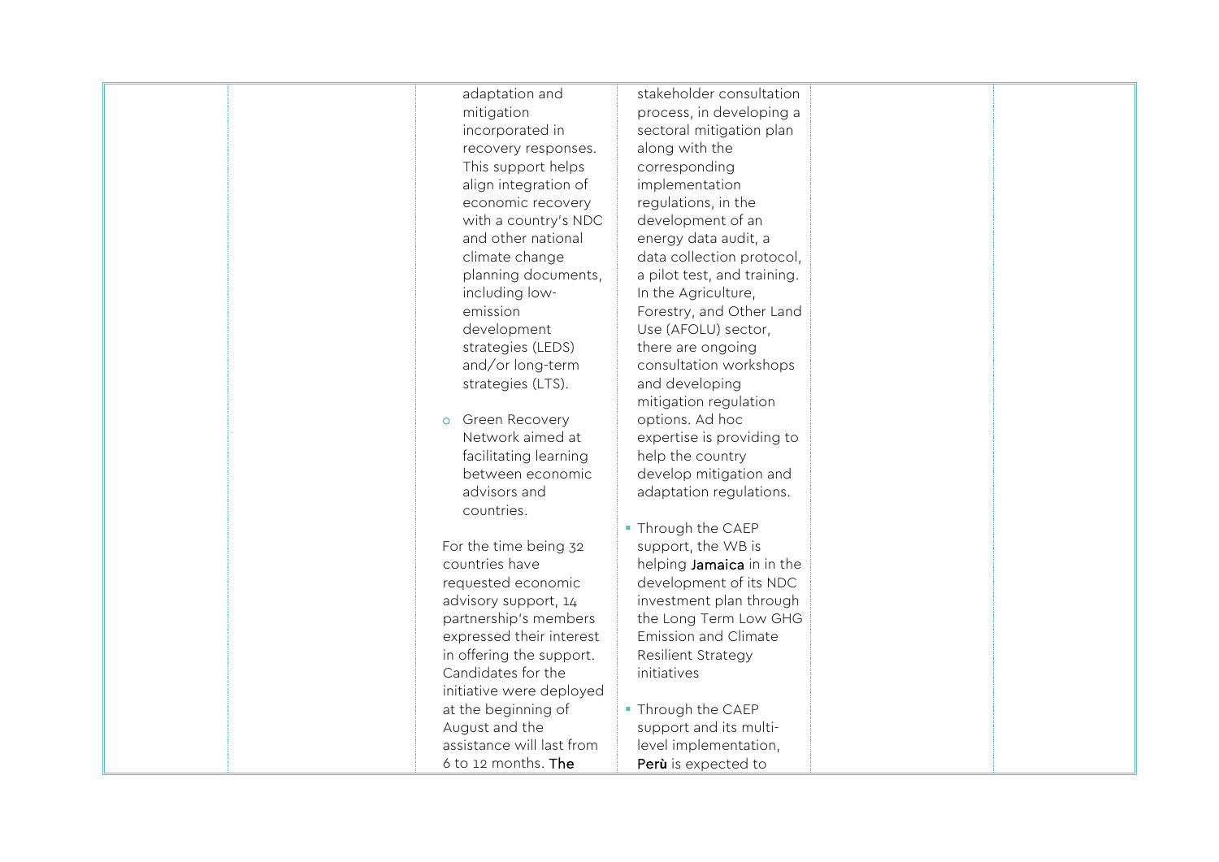| | | | | | |
|---|---|---|---|---|---|
| | | adaptation and mitigation incorporated in recovery responses. This support helps align integration of economic recovery with a country's NDC and other national climate change planning documents, including low-emission development strategies (LEDS) and/or long-term strategies (LTS).<br><br>○ Green Recovery Network aimed at facilitating learning between economic advisors and countries.<br><br>For the time being 32 countries have requested economic advisory support, 14 partnership's members expressed their interest in offering the support. Candidates for the initiative were deployed at the beginning of August and the assistance will last from 6 to 12 months. **The** | stakeholder consultation process, in developing a sectoral mitigation plan along with the corresponding implementation regulations, in the development of an energy data audit, a data collection protocol, a pilot test, and training. In the Agriculture, Forestry, and Other Land Use (AFOLU) sector, there are ongoing consultation workshops and developing mitigation regulation options. Ad hoc expertise is providing to help the country develop mitigation and adaptation regulations.<br><br>▪ Through the CAEP support, the WB is helping **Jamaica** in in the development of its NDC investment plan through the Long Term Low GHG Emission and Climate Resilient Strategy initiatives<br><br>▪ Through the CAEP support and its multi-level implementation, **Perù** is expected to | | |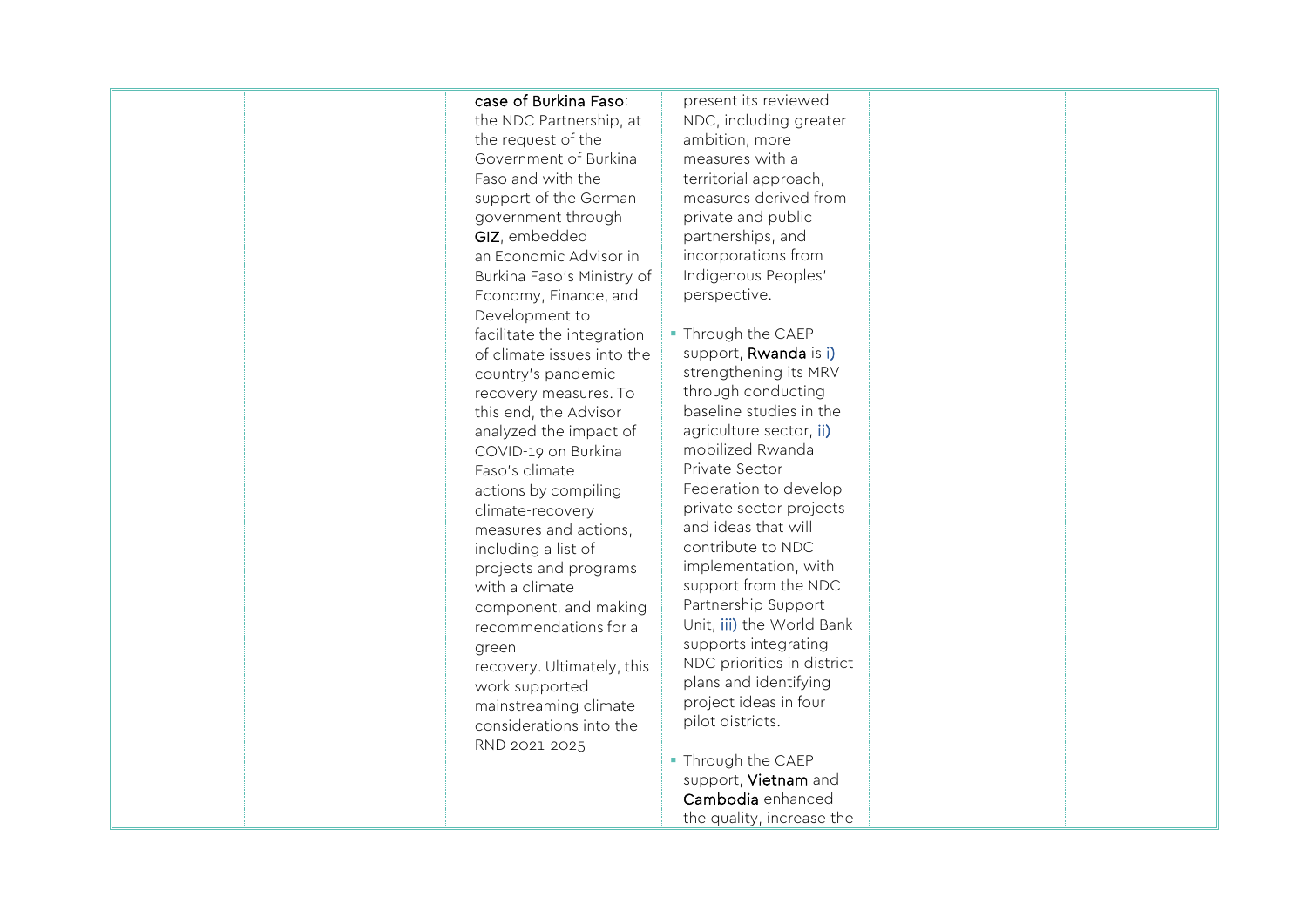|  |  | **case of Burkina Faso**: the NDC Partnership, at the request of the Government of Burkina Faso and with the support of the German government through **GIZ**, embedded an Economic Advisor in Burkina Faso's Ministry of Economy, Finance, and Development to facilitate the integration of climate issues into the country's pandemic-recovery measures. To this end, the Advisor analyzed the impact of COVID-19 on Burkina Faso's climate actions by compiling climate-recovery measures and actions, including a list of projects and programs with a climate component, and making recommendations for a green recovery. Ultimately, this work supported mainstreaming climate considerations into the RND 2021-2025 | present its reviewed NDC, including greater ambition, more measures with a territorial approach, measures derived from private and public partnerships, and incorporations from Indigenous Peoples' perspective.<br><br>- Through the CAEP support, **Rwanda** is i) strengthening its MRV through conducting baseline studies in the agriculture sector, ii) mobilized Rwanda Private Sector Federation to develop private sector projects and ideas that will contribute to NDC implementation, with support from the NDC Partnership Support Unit, iii) the World Bank supports integrating NDC priorities in district plans and identifying project ideas in four pilot districts.<br><br>- Through the CAEP support, **Vietnam** and **Cambodia** enhanced the quality, increase the |  |  |
|---|---|---|---|---|---|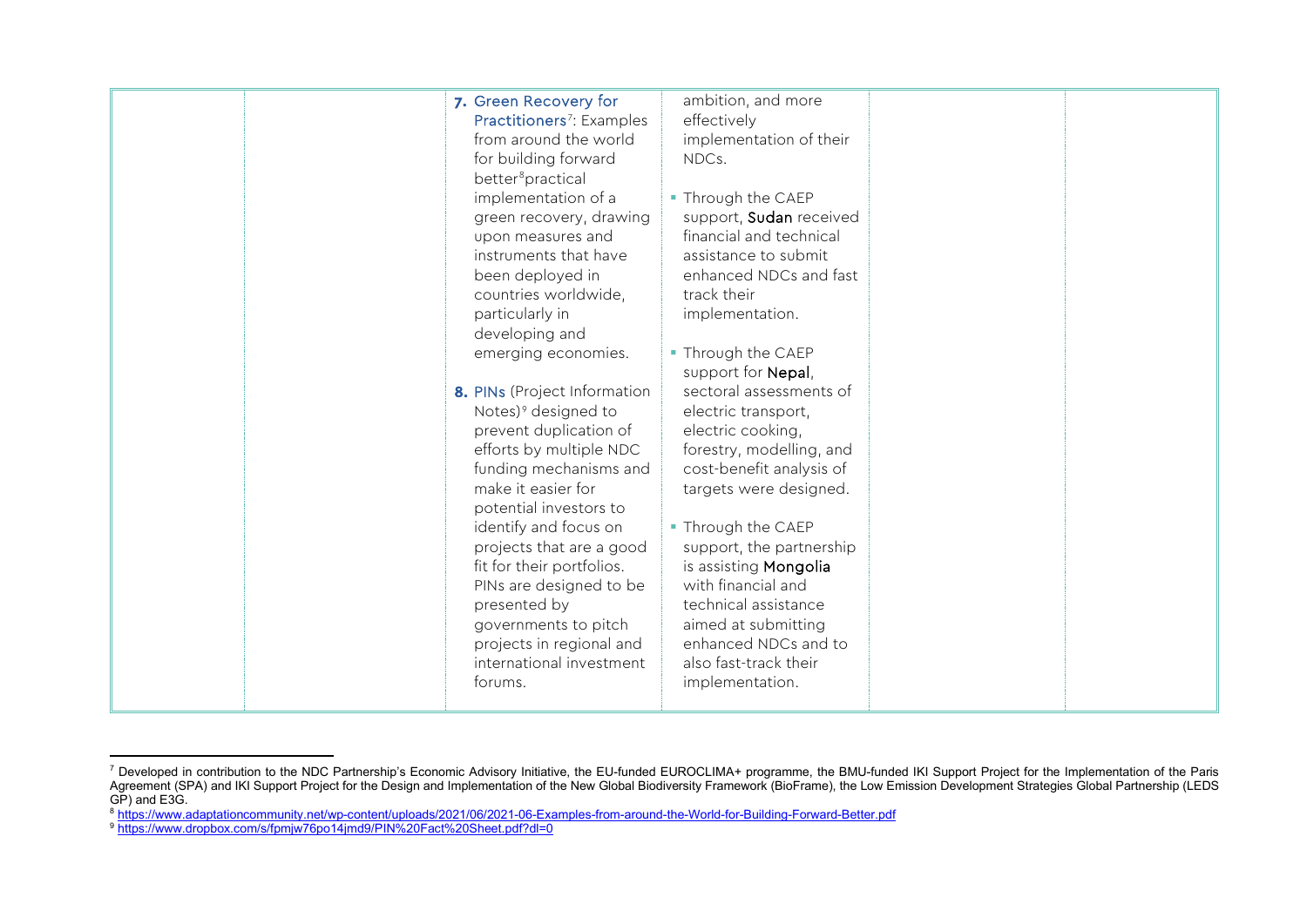|  |  |  |  |  |  |
| --- | --- | --- | --- | --- | --- |
|  |  | **7.** Green Recovery for Practitioners[7]: Examples from around the world for building forward better[8]practical implementation of a green recovery, drawing upon measures and instruments that have been deployed in countries worldwide, particularly in developing and emerging economies.<br><br>**8.** PINs (Project Information Notes)[9] designed to prevent duplication of efforts by multiple NDC funding mechanisms and make it easier for potential investors to identify and focus on projects that are a good fit for their portfolios. PINs are designed to be presented by governments to pitch projects in regional and international investment forums. | ambition, and more effectively implementation of their NDCs.<br><br>▪ Through the CAEP support, **Sudan** received financial and technical assistance to submit enhanced NDCs and fast track their implementation.<br><br>▪ Through the CAEP support for **Nepal**, sectoral assessments of electric transport, electric cooking, forestry, modelling, and cost-benefit analysis of targets were designed.<br><br>▪ Through the CAEP support, the partnership is assisting **Mongolia** with financial and technical assistance aimed at submitting enhanced NDCs and to also fast-track their implementation. |  |  |

[7] Developed in contribution to the NDC Partnership's Economic Advisory Initiative, the EU-funded EUROCLIMA+ programme, the BMU-funded IKI Support Project for the Implementation of the Paris Agreement (SPA) and IKI Support Project for the Design and Implementation of the New Global Biodiversity Framework (BioFrame), the Low Emission Development Strategies Global Partnership (LEDS GP) and E3G.

[8] https://www.adaptationcommunity.net/wp-content/uploads/2021/06/2021-06-Examples-from-around-the-World-for-Building-Forward-Better.pdf

[9] https://www.dropbox.com/s/fpmjw76po14jmd9/PIN%20Fact%20Sheet.pdf?dl=0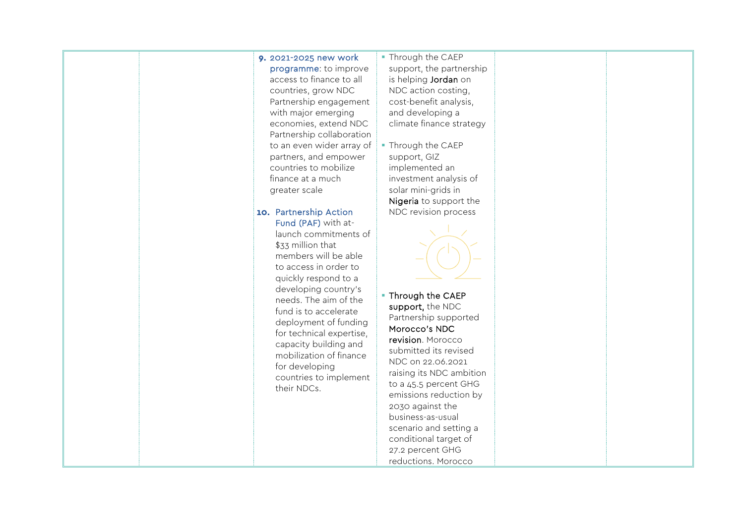| | | | | | |
|---|---|---|---|---|---|
| | | 9. 2021-2025 new work programme: to improve access to finance to all countries, grow NDC Partnership engagement with major emerging economies, extend NDC Partnership collaboration to an even wider array of partners, and empower countries to mobilize finance at a much greater scale<br><br>10. Partnership Action Fund (PAF) with at-launch commitments of $33 million that members will be able to access in order to quickly respond to a developing country's needs. The aim of the fund is to accelerate deployment of funding for technical expertise, capacity building and mobilization of finance for developing countries to implement their NDCs. | ▪ Through the CAEP support, the partnership is helping **Jordan** on NDC action costing, cost-benefit analysis, and developing a climate finance strategy<br><br>▪ Through the CAEP support, GIZ implemented an investment analysis of solar mini-grids in **Nigeria** to support the NDC revision process<br><br>▪ **Through the CAEP support,** the NDC Partnership supported **Morocco's NDC revision**. Morocco submitted its revised NDC on 22.06.2021 raising its NDC ambition to a 45.5 percent GHG emissions reduction by 2030 against the business-as-usual scenario and setting a conditional target of 27.2 percent GHG reductions. Morocco | | |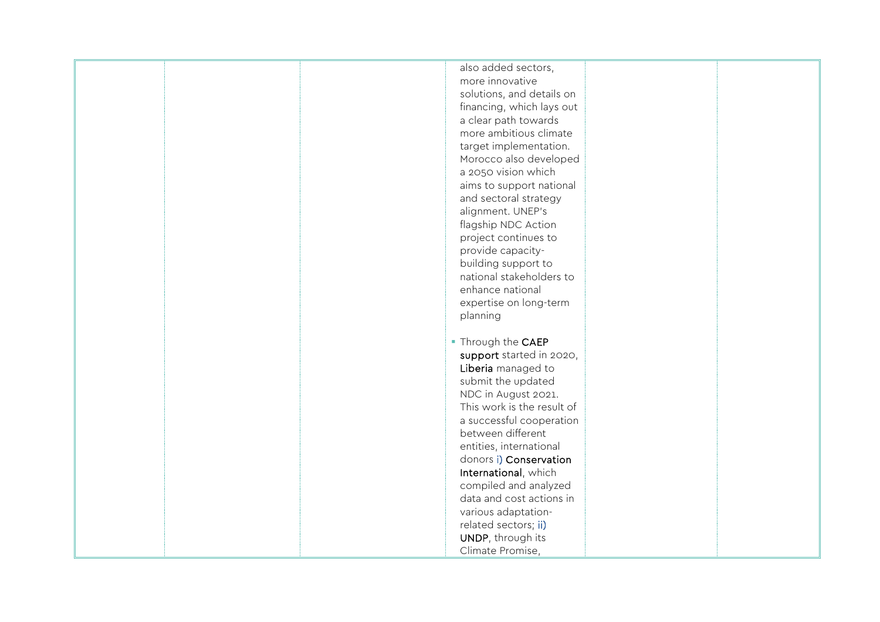| | | | | | |
|---|---|---|---|---|---|
| | | | also added sectors, more innovative solutions, and details on financing, which lays out a clear path towards more ambitious climate target implementation. Morocco also developed a 2050 vision which aims to support national and sectoral strategy alignment. UNEP's flagship NDC Action project continues to provide capacity-building support to national stakeholders to enhance national expertise on long-term planning<br><br>▪ Through the **CAEP support** started in 2020, **Liberia** managed to submit the updated NDC in August 2021. This work is the result of a successful cooperation between different entities, international donors i) **Conservation International**, which compiled and analyzed data and cost actions in various adaptation-related sectors; ii) **UNDP**, through its Climate Promise, | | |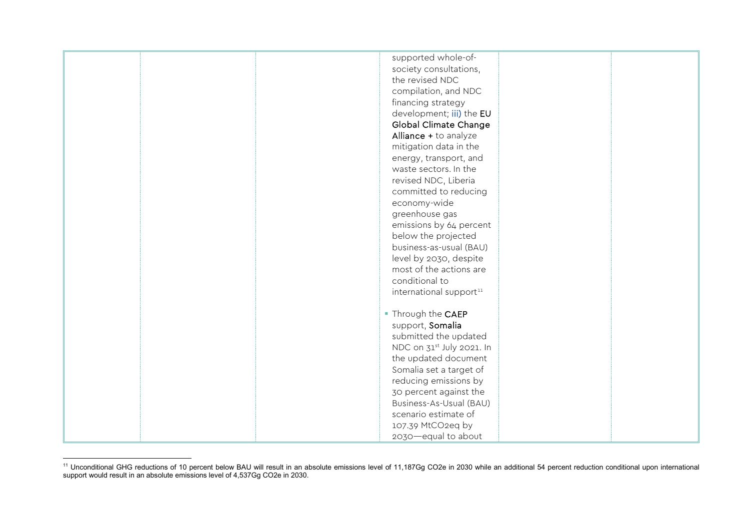| | | | | | |
|---|---|---|---|---|---|
| | | | supported whole-of-society consultations, the revised NDC compilation, and NDC financing strategy development; iii) the **EU Global Climate Change Alliance +** to analyze mitigation data in the energy, transport, and waste sectors. In the revised NDC, Liberia committed to reducing economy-wide greenhouse gas emissions by 64 percent below the projected business-as-usual (BAU) level by 2030, despite most of the actions are conditional to international support[11]<br><br>▪ Through the **CAEP** support, **Somalia** submitted the updated NDC on 31st July 2021. In the updated document Somalia set a target of reducing emissions by 30 percent against the Business-As-Usual (BAU) scenario estimate of 107.39 MtCO2eq by 2030—equal to about | | |

[11] Unconditional GHG reductions of 10 percent below BAU will result in an absolute emissions level of 11,187Gg CO2e in 2030 while an additional 54 percent reduction conditional upon international support would result in an absolute emissions level of 4,537Gg CO2e in 2030.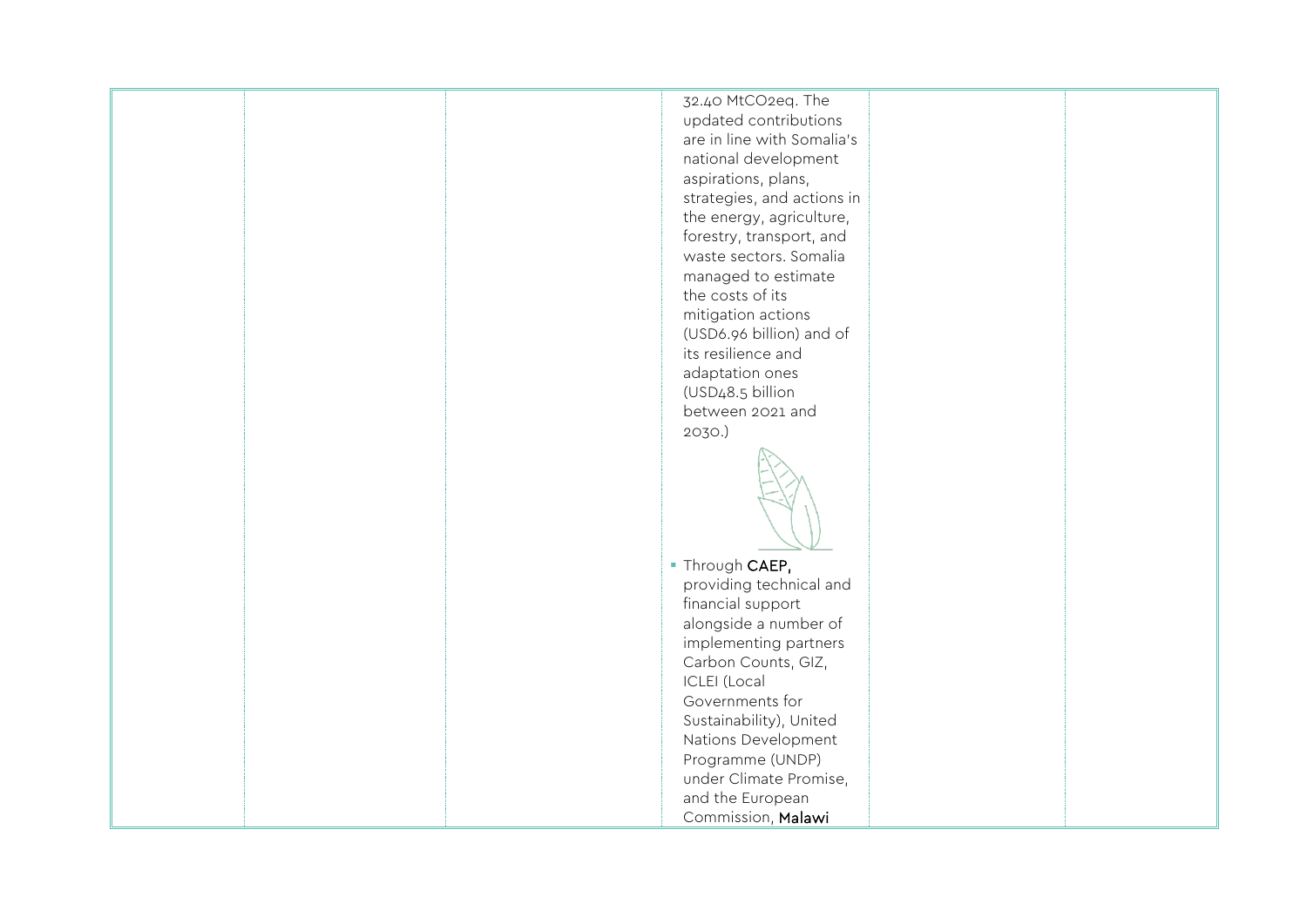|  |  |  | 32.40 MtCO2eq. The updated contributions are in line with Somalia's national development aspirations, plans, strategies, and actions in the energy, agriculture, forestry, transport, and waste sectors. Somalia managed to estimate the costs of its mitigation actions (USD6.96 billion) and of its resilience and adaptation ones (USD48.5 billion between 2021 and 2030.)<br><br>- Through **CAEP,** providing technical and financial support alongside a number of implementing partners Carbon Counts, GIZ, ICLEI (Local Governments for Sustainability), United Nations Development Programme (UNDP) under Climate Promise, and the European Commission, **Malawi** |  |  |
|---|---|---|---|---|---|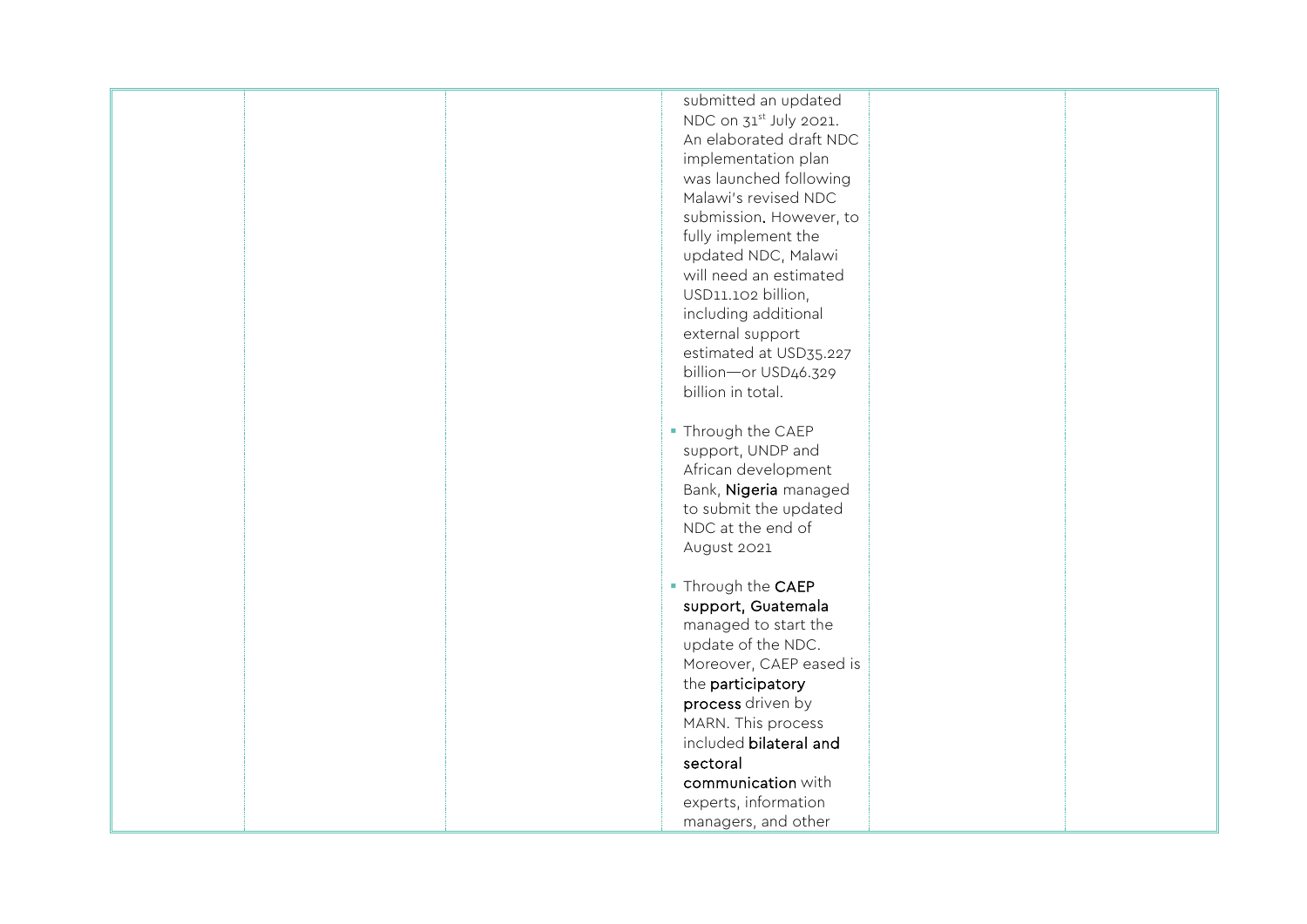|  |  |  | submitted an updated NDC on 31st July 2021. An elaborated draft NDC implementation plan was launched following Malawi's revised NDC submission. However, to fully implement the updated NDC, Malawi will need an estimated USD11.102 billion, including additional external support estimated at USD35.227 billion—or USD46.329 billion in total.<br><br>- Through the CAEP support, UNDP and African development Bank, **Nigeria** managed to submit the updated NDC at the end of August 2021<br><br>- Through the **CAEP support, Guatemala** managed to start the update of the NDC. Moreover, CAEP eased is the **participatory process** driven by MARN. This process included **bilateral and sectoral communication** with experts, information managers, and other |  |  |
| --- | --- | --- | --- | --- | --- |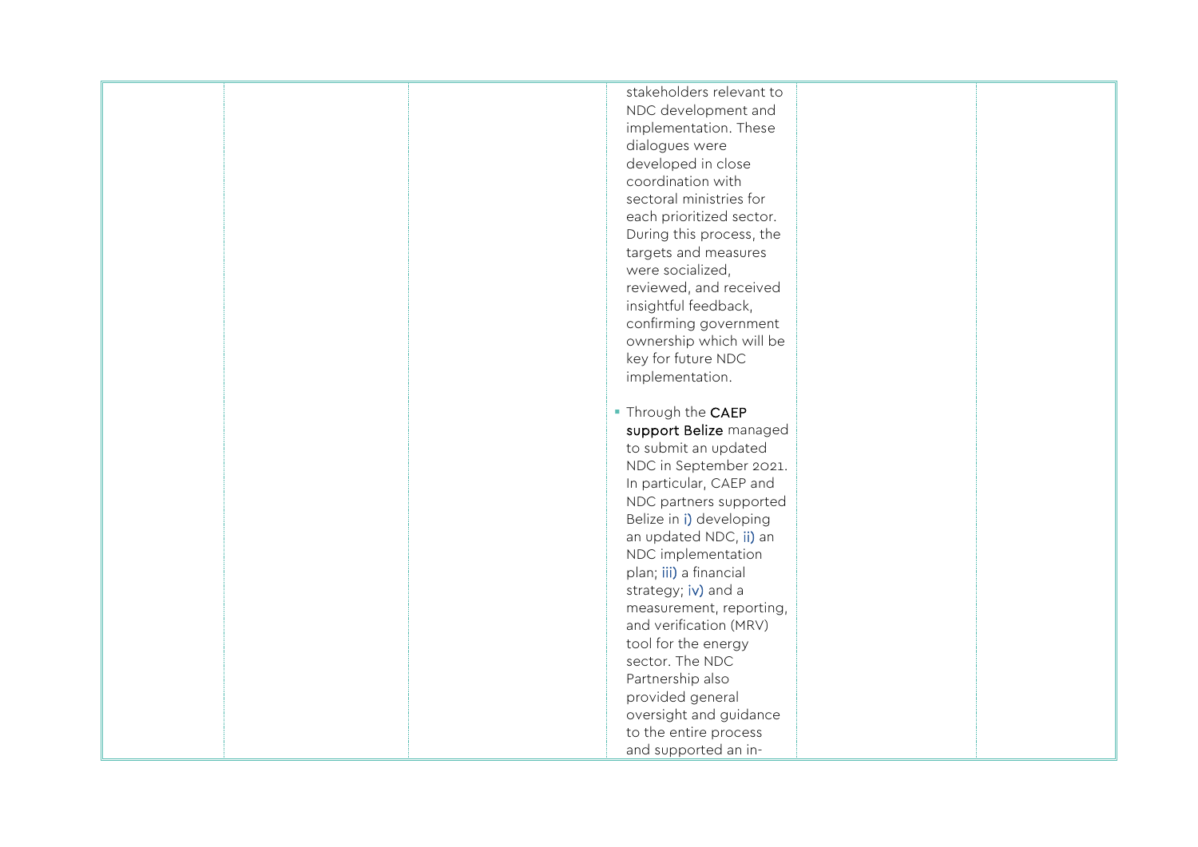| | | | | | |
|---|---|---|---|---|---|
| | | | stakeholders relevant to NDC development and implementation. These dialogues were developed in close coordination with sectoral ministries for each prioritized sector. During this process, the targets and measures were socialized, reviewed, and received insightful feedback, confirming government ownership which will be key for future NDC implementation.<br><br>▪ Through the **CAEP support Belize** managed to submit an updated NDC in September 2021. In particular, CAEP and NDC partners supported Belize in i) developing an updated NDC, ii) an NDC implementation plan; iii) a financial strategy; iv) and a measurement, reporting, and verification (MRV) tool for the energy sector. The NDC Partnership also provided general oversight and guidance to the entire process and supported an in- | | |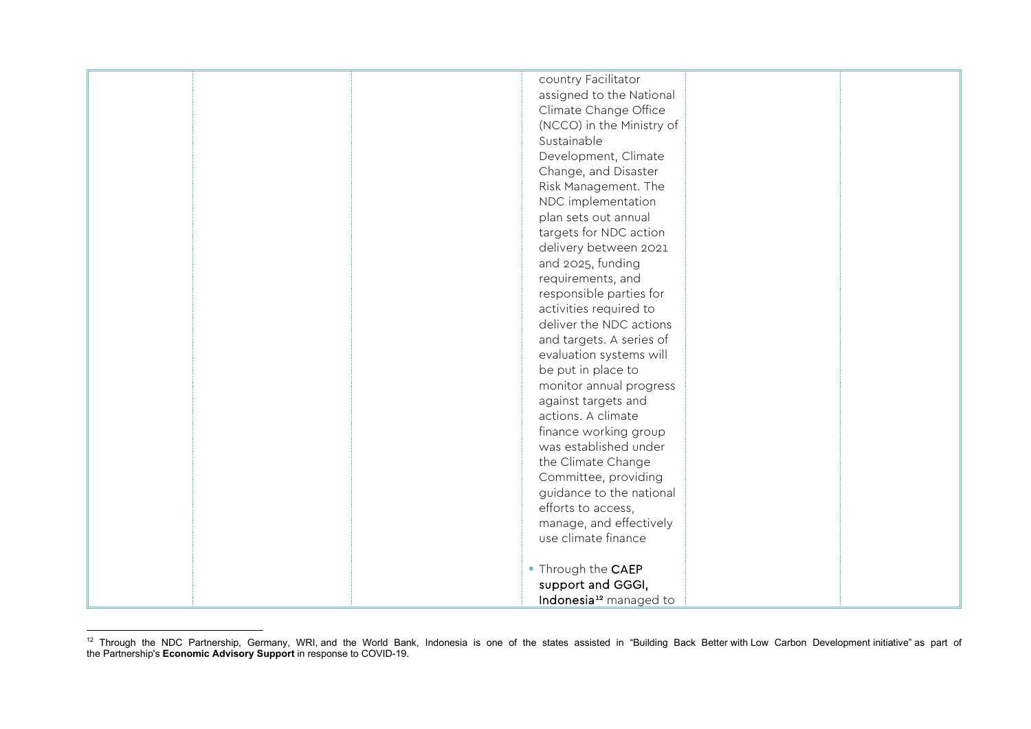| | | | | | |
|---|---|---|---|---|---|
| | | | country Facilitator assigned to the National Climate Change Office (NCCO) in the Ministry of Sustainable Development, Climate Change, and Disaster Risk Management. The NDC implementation plan sets out annual targets for NDC action delivery between 2021 and 2025, funding requirements, and responsible parties for activities required to deliver the NDC actions and targets. A series of evaluation systems will be put in place to monitor annual progress against targets and actions. A climate finance working group was established under the Climate Change Committee, providing guidance to the national efforts to access, manage, and effectively use climate finance<br><br>▪ Through the **CAEP support and GGGI, Indonesia**[12] managed to | | |

[12] Through the NDC Partnership, Germany, WRI, and the World Bank, Indonesia is one of the states assisted in "Building Back Better with Low Carbon Development initiative" as part of the Partnership's **Economic Advisory Support** in response to COVID-19.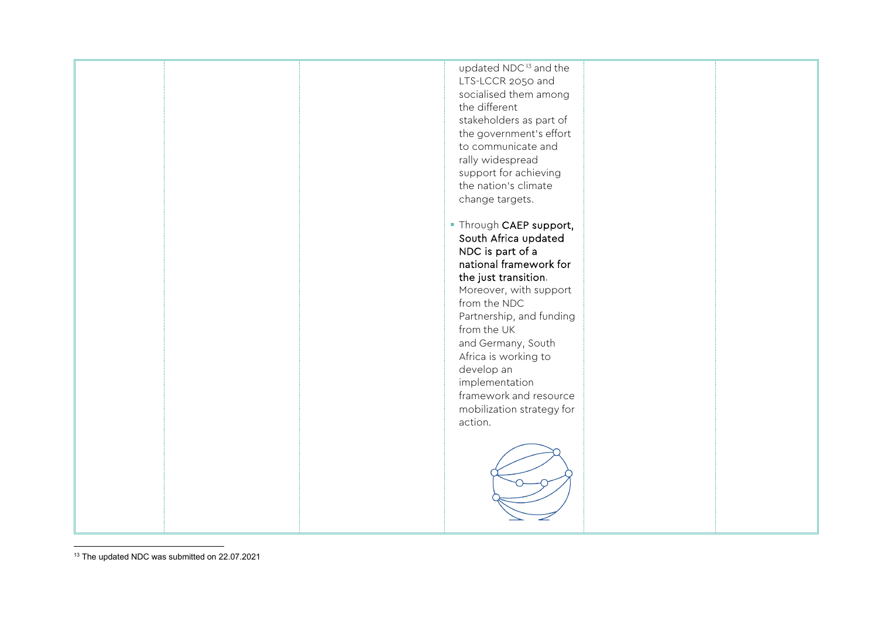| | | | | | |
|---|---|---|---|---|---|
| | | | updated NDC[13] and the LTS-LCCR 2050 and socialised them among the different stakeholders as part of the government's effort to communicate and rally widespread support for achieving the nation's climate change targets.<br><br>▪ Through **CAEP support, South Africa updated NDC is part of a national framework for the just transition**. Moreover, with support from the NDC Partnership, and funding from the UK and Germany, South Africa is working to develop an implementation framework and resource mobilization strategy for action. | | |

[13] The updated NDC was submitted on 22.07.2021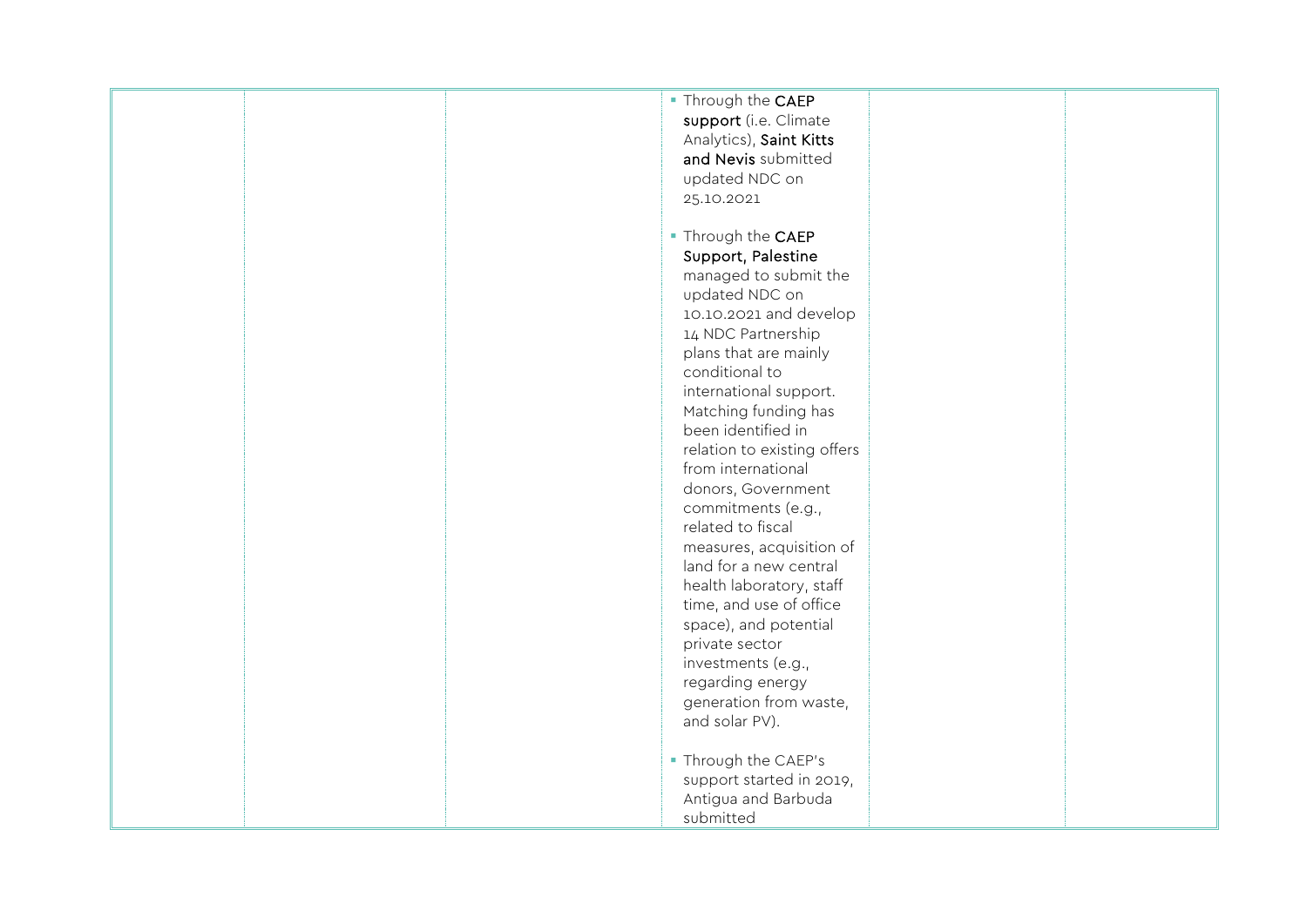|  |  |  | ▪ Through the **CAEP support** (i.e. Climate Analytics), **Saint Kitts and Nevis** submitted updated NDC on 25.10.2021<br><br>▪ Through the **CAEP Support, Palestine** managed to submit the updated NDC on 10.10.2021 and develop 14 NDC Partnership plans that are mainly conditional to international support. Matching funding has been identified in relation to existing offers from international donors, Government commitments (e.g., related to fiscal measures, acquisition of land for a new central health laboratory, staff time, and use of office space), and potential private sector investments (e.g., regarding energy generation from waste, and solar PV).<br><br>▪ Through the CAEP's support started in 2019, Antigua and Barbuda submitted |  |  |
|---|---|---|---|---|---|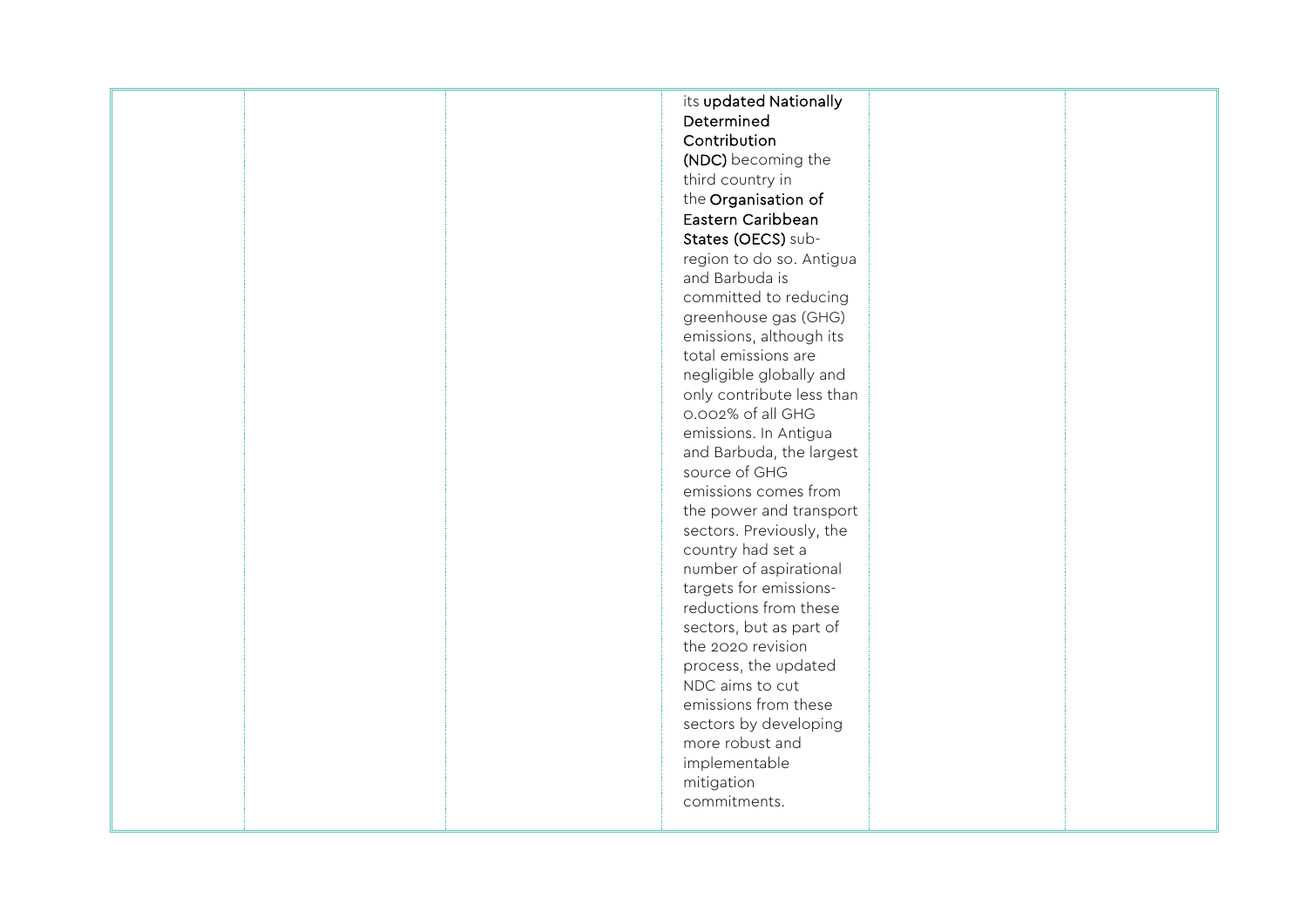|  |  |  | its **updated Nationally Determined Contribution (NDC)** becoming the third country in the **Organisation of Eastern Caribbean States (OECS)** sub-region to do so. Antigua and Barbuda is committed to reducing greenhouse gas (GHG) emissions, although its total emissions are negligible globally and only contribute less than 0.002% of all GHG emissions. In Antigua and Barbuda, the largest source of GHG emissions comes from the power and transport sectors. Previously, the country had set a number of aspirational targets for emissions-reductions from these sectors, but as part of the 2020 revision process, the updated NDC aims to cut emissions from these sectors by developing more robust and implementable mitigation commitments. |  |  |
|---|---|---|---|---|---|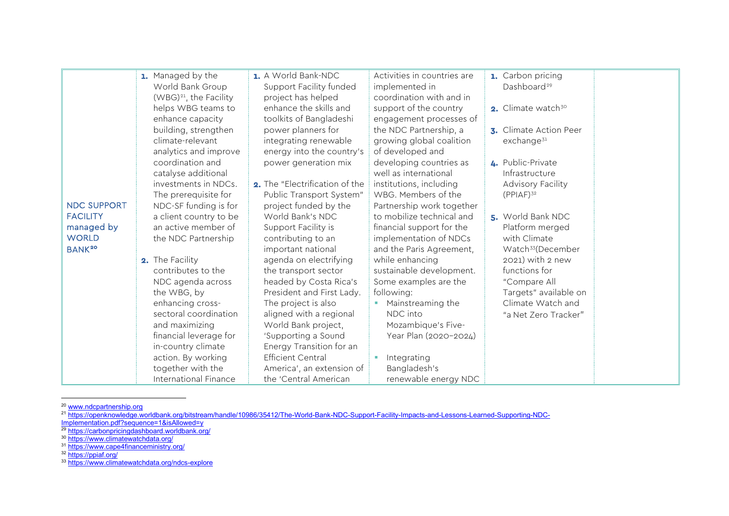| | | | | | |
|---|---|---|---|---|---|
| NDC SUPPORT FACILITY managed by WORLD BANK[20] | 1. Managed by the World Bank Group (WBG)[21], the Facility helps WBG teams to enhance capacity building, strengthen climate-relevant analytics and improve coordination and catalyse additional investments in NDCs. The prerequisite for NDC-SF funding is for a client country to be an active member of the NDC Partnership<br><br>2. The Facility contributes to the NDC agenda across the WBG, by enhancing cross-sectoral coordination and maximizing financial leverage for in-country climate action. By working together with the International Finance | 1. A World Bank-NDC Support Facility funded project has helped enhance the skills and toolkits of Bangladeshi power planners for integrating renewable energy into the country's power generation mix<br><br>2. The "Electrification of the Public Transport System" project funded by the World Bank's NDC Support Facility is contributing to an important national agenda on electrifying the transport sector headed by Costa Rica's President and First Lady. The project is also aligned with a regional World Bank project, 'Supporting a Sound Energy Transition for an Efficient Central America', an extension of the 'Central American | Activities in countries are implemented in coordination with and in support of the country engagement processes of the NDC Partnership, a growing global coalition of developed and developing countries as well as international institutions, including WBG. Members of the Partnership work together to mobilize technical and financial support for the implementation of NDCs and the Paris Agreement, while enhancing sustainable development. Some examples are the following:<br>- Mainstreaming the NDC into Mozambique's Five-Year Plan (2020–2024)<br>- Integrating Bangladesh's renewable energy NDC | 1. Carbon pricing Dashboard[29]<br><br>2. Climate watch[30]<br><br>3. Climate Action Peer exchange[31]<br><br>4. Public-Private Infrastructure Advisory Facility (PPIAF)[32]<br><br>5. World Bank NDC Platform merged with Climate Watch[33](December 2021) with 2 new functions for "Compare All Targets" available on Climate Watch and "a Net Zero Tracker" | |

[20] www.ndcpartnership.org

[21] https://openknowledge.worldbank.org/bitstream/handle/10986/35412/The-World-Bank-NDC-Support-Facility-Impacts-and-Lessons-Learned-Supporting-NDC-Implementation.pdf?sequence=1&isAllowed=y

[29] https://carbonpricingdashboard.worldbank.org/

[30] https://www.climatewatchdata.org/

[31] https://www.cape4financeministry.org/

[32] https://ppiaf.org/

[33] https://www.climatewatchdata.org/ndcs-explore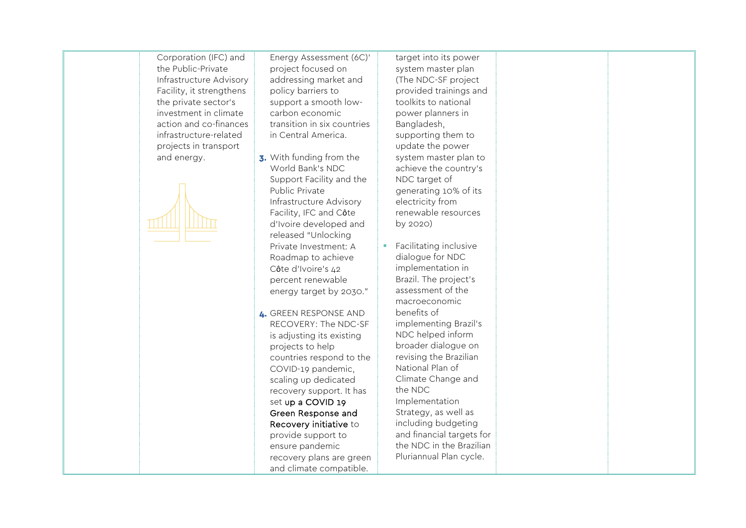| | | | | | |
|---|---|---|---|---|---|
| | Corporation (IFC) and the Public-Private Infrastructure Advisory Facility, it strengthens the private sector's investment in climate action and co-finances infrastructure-related projects in transport and energy. | Energy Assessment (6C)' project focused on addressing market and policy barriers to support a smooth low-carbon economic transition in six countries in Central America.<br><br>3. With funding from the World Bank's NDC Support Facility and the Public Private Infrastructure Advisory Facility, IFC and Côte d'Ivoire developed and released "Unlocking Private Investment: A Roadmap to achieve Côte d'Ivoire's 42 percent renewable energy target by 2030."<br><br>4. GREEN RESPONSE AND RECOVERY: The NDC-SF is adjusting its existing projects to help countries respond to the COVID-19 pandemic, scaling up dedicated recovery support. It has set up a COVID 19 Green Response and Recovery initiative to provide support to ensure pandemic recovery plans are green and climate compatible. | target into its power system master plan (The NDC-SF project provided trainings and toolkits to national power planners in Bangladesh, supporting them to update the power system master plan to achieve the country's NDC target of generating 10% of its electricity from renewable resources by 2020)<br><br>- Facilitating inclusive dialogue for NDC implementation in Brazil. The project's assessment of the macroeconomic benefits of implementing Brazil's NDC helped inform broader dialogue on revising the Brazilian National Plan of Climate Change and the NDC Implementation Strategy, as well as including budgeting and financial targets for the NDC in the Brazilian Pluriannual Plan cycle. | | |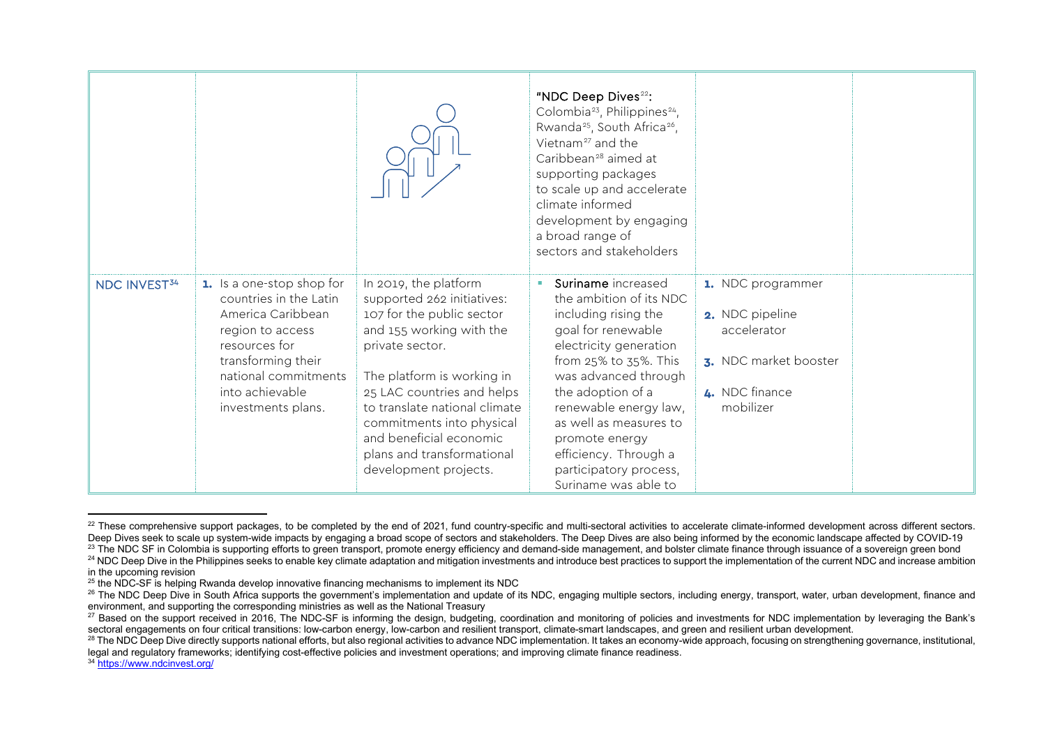| | | | | | |
|---|---|---|---|---|---|
| | | | "NDC Deep Dives[22]: Colombia[23], Philippines[24], Rwanda[25], South Africa[26], Vietnam[27] and the Caribbean[28] aimed at supporting packages to scale up and accelerate climate informed development by engaging a broad range of sectors and stakeholders | | |
| NDC INVEST[34] | 1. Is a one-stop shop for countries in the Latin America Caribbean region to access resources for transforming their national commitments into achievable investments plans. | In 2019, the platform supported 262 initiatives: 107 for the public sector and 155 working with the private sector.<br><br>The platform is working in 25 LAC countries and helps to translate national climate commitments into physical and beneficial economic plans and transformational development projects. | - **Suriname** increased the ambition of its NDC including rising the goal for renewable electricity generation from 25% to 35%. This was advanced through the adoption of a renewable energy law, as well as measures to promote energy efficiency. Through a participatory process, Suriname was able to | 1. NDC programmer<br>2. NDC pipeline accelerator<br>3. NDC market booster<br>4. NDC finance mobilizer | |

[22] These comprehensive support packages, to be completed by the end of 2021, fund country-specific and multi-sectoral activities to accelerate climate-informed development across different sectors. Deep Dives seek to scale up system-wide impacts by engaging a broad scope of sectors and stakeholders. The Deep Dives are also being informed by the economic landscape affected by COVID-19

[23] The NDC SF in Colombia is supporting efforts to green transport, promote energy efficiency and demand-side management, and bolster climate finance through issuance of a sovereign green bond

[24] NDC Deep Dive in the Philippines seeks to enable key climate adaptation and mitigation investments and introduce best practices to support the implementation of the current NDC and increase ambition in the upcoming revision

[25] the NDC-SF is helping Rwanda develop innovative financing mechanisms to implement its NDC

[26] The NDC Deep Dive in South Africa supports the government's implementation and update of its NDC, engaging multiple sectors, including energy, transport, water, urban development, finance and environment, and supporting the corresponding ministries as well as the National Treasury

[27] Based on the support received in 2016, The NDC-SF is informing the design, budgeting, coordination and monitoring of policies and investments for NDC implementation by leveraging the Bank's sectoral engagements on four critical transitions: low-carbon energy, low-carbon and resilient transport, climate-smart landscapes, and green and resilient urban development.

[28] The NDC Deep Dive directly supports national efforts, but also regional activities to advance NDC implementation. It takes an economy-wide approach, focusing on strengthening governance, institutional, legal and regulatory frameworks; identifying cost-effective policies and investment operations; and improving climate finance readiness.

[34] https://www.ndcinvest.org/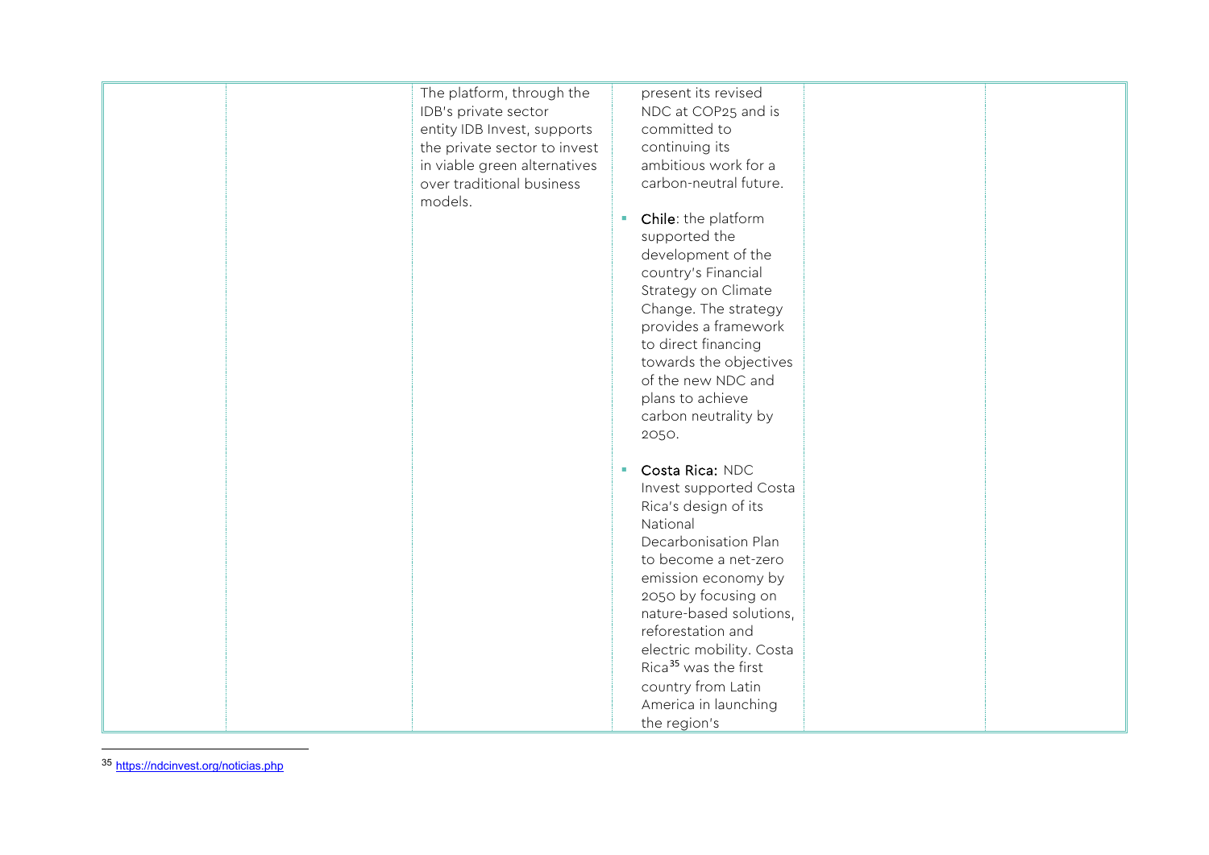|  |  | The platform, through the IDB's private sector entity IDB Invest, supports the private sector to invest in viable green alternatives over traditional business models. | present its revised NDC at COP25 and is committed to continuing its ambitious work for a carbon-neutral future.<br><br>- **Chile**: the platform supported the development of the country's Financial Strategy on Climate Change. The strategy provides a framework to direct financing towards the objectives of the new NDC and plans to achieve carbon neutrality by 2050.<br><br>- **Costa Rica:** NDC Invest supported Costa Rica's design of its National Decarbonisation Plan to become a net-zero emission economy by 2050 by focusing on nature-based solutions, reforestation and electric mobility. Costa Rica[35] was the first country from Latin America in launching the region's |  |  |
|---|---|---|---|---|---|

[35] https://ndcinvest.org/noticias.php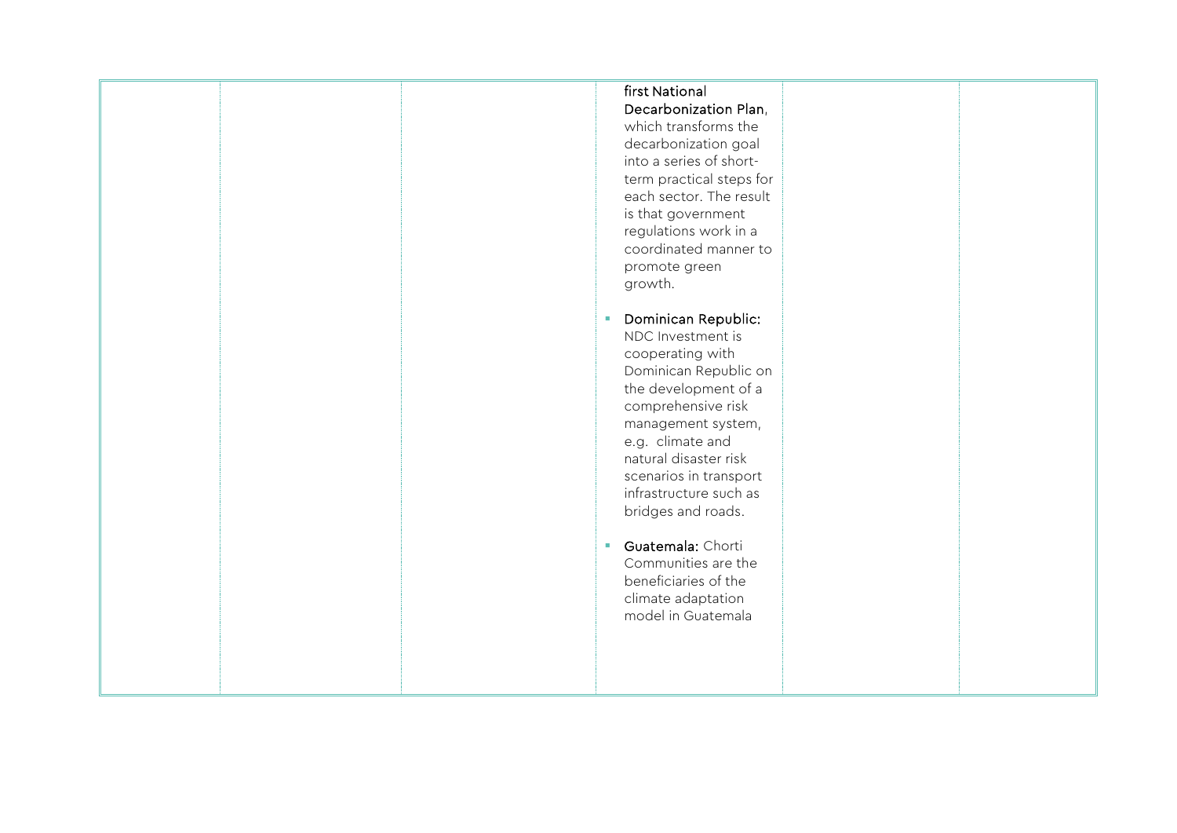| | | | | | |
|---|---|---|---|---|---|
| | | | first National Decarbonization Plan, which transforms the decarbonization goal into a series of short-term practical steps for each sector. The result is that government regulations work in a coordinated manner to promote green growth.<br><br>▪ Dominican Republic: NDC Investment is cooperating with Dominican Republic on the development of a comprehensive risk management system, e.g. climate and natural disaster risk scenarios in transport infrastructure such as bridges and roads.<br><br>▪ Guatemala: Chorti Communities are the beneficiaries of the climate adaptation model in Guatemala | | |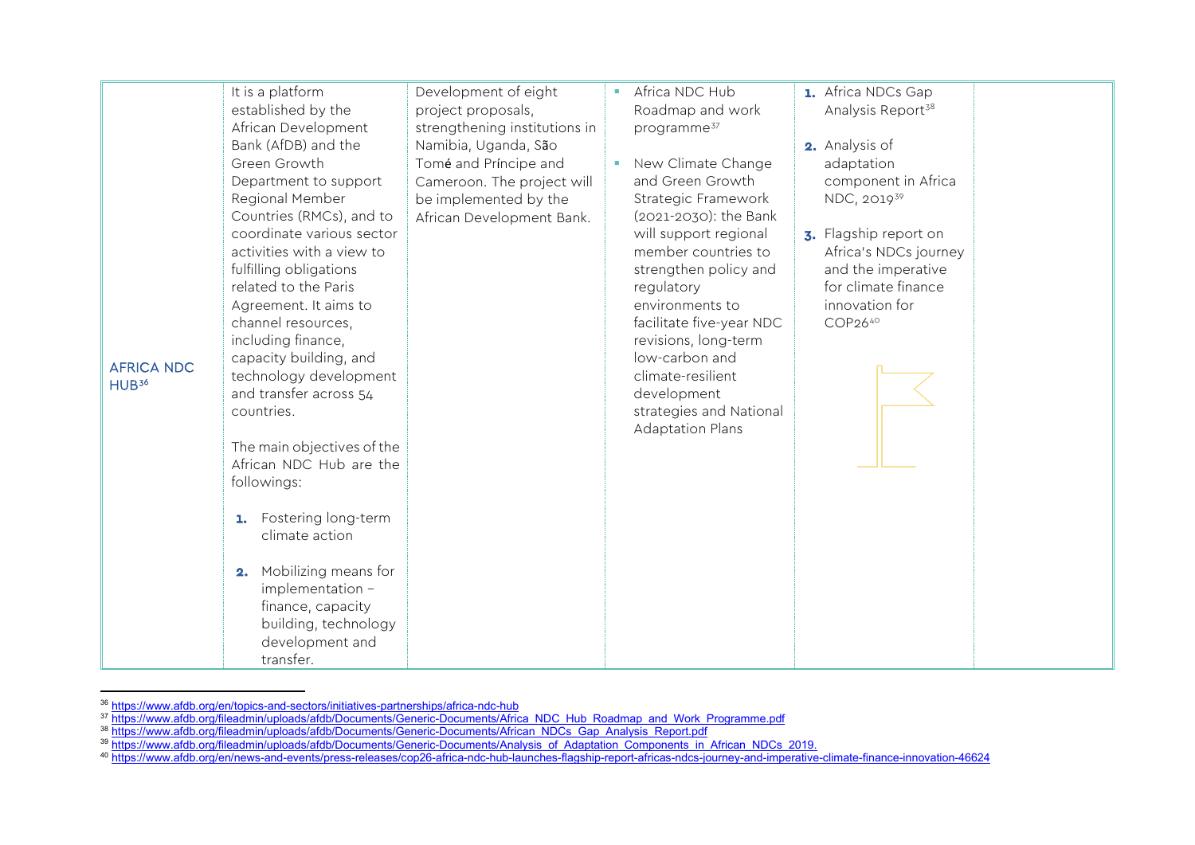| | | | | | |
|---|---|---|---|---|---|
| AFRICA NDC HUB[36] | It is a platform established by the African Development Bank (AfDB) and the Green Growth Department to support Regional Member Countries (RMCs), and to coordinate various sector activities with a view to fulfilling obligations related to the Paris Agreement. It aims to channel resources, including finance, capacity building, and technology development and transfer across 54 countries.<br><br>The main objectives of the African NDC Hub are the followings:<br><br>1. Fostering long-term climate action<br>2. Mobilizing means for implementation – finance, capacity building, technology development and transfer. | Development of eight project proposals, strengthening institutions in Namibia, Uganda, São Tomé and Príncipe and Cameroon. The project will be implemented by the African Development Bank. | ▪ Africa NDC Hub Roadmap and work programme[37]<br><br>▪ New Climate Change and Green Growth Strategic Framework (2021-2030): the Bank will support regional member countries to strengthen policy and regulatory environments to facilitate five-year NDC revisions, long-term low-carbon and climate-resilient development strategies and National Adaptation Plans | 1. Africa NDCs Gap Analysis Report[38]<br><br>2. Analysis of adaptation component in Africa NDC, 2019[39]<br><br>3. Flagship report on Africa's NDCs journey and the imperative for climate finance innovation for COP26[40] | |

[36] https://www.afdb.org/en/topics-and-sectors/initiatives-partnerships/africa-ndc-hub

[37] https://www.afdb.org/fileadmin/uploads/afdb/Documents/Generic-Documents/Africa_NDC_Hub_Roadmap_and_Work_Programme.pdf

[38] https://www.afdb.org/fileadmin/uploads/afdb/Documents/Generic-Documents/African_NDCs_Gap_Analysis_Report.pdf

[39] https://www.afdb.org/fileadmin/uploads/afdb/Documents/Generic-Documents/Analysis_of_Adaptation_Components_in_African_NDCs_2019.

[40] https://www.afdb.org/en/news-and-events/press-releases/cop26-africa-ndc-hub-launches-flagship-report-africas-ndcs-journey-and-imperative-climate-finance-innovation-46624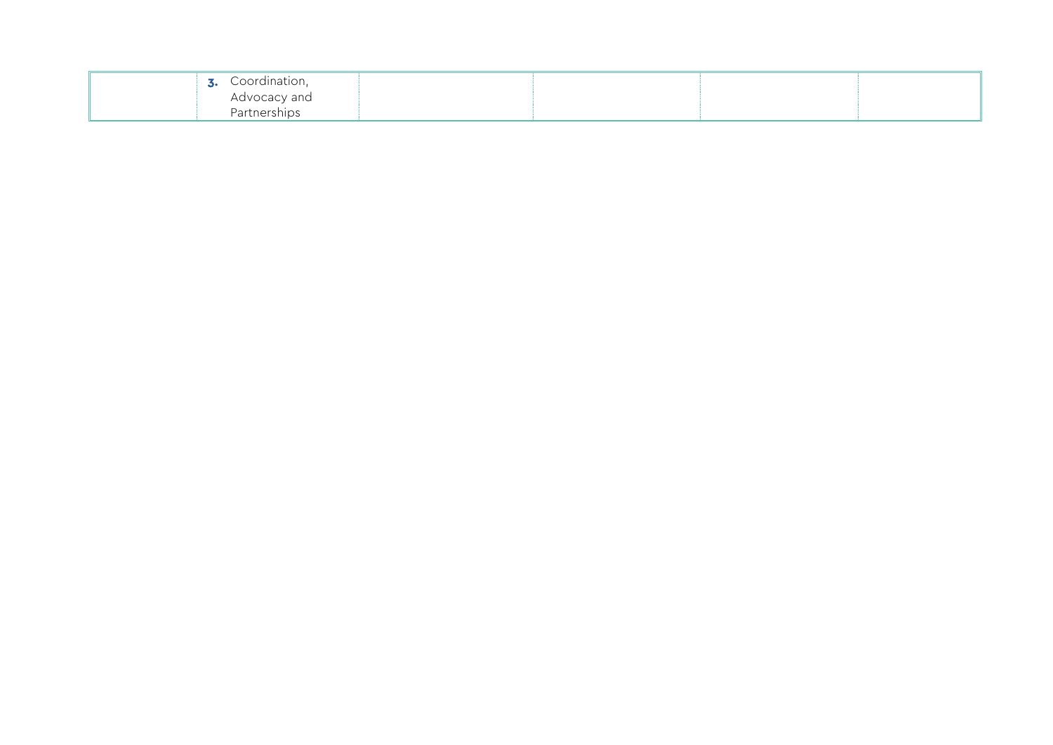| | | | | | |
|---|---|---|---|---|---|
| | **3.** Coordination, Advocacy and Partnerships | | | | |